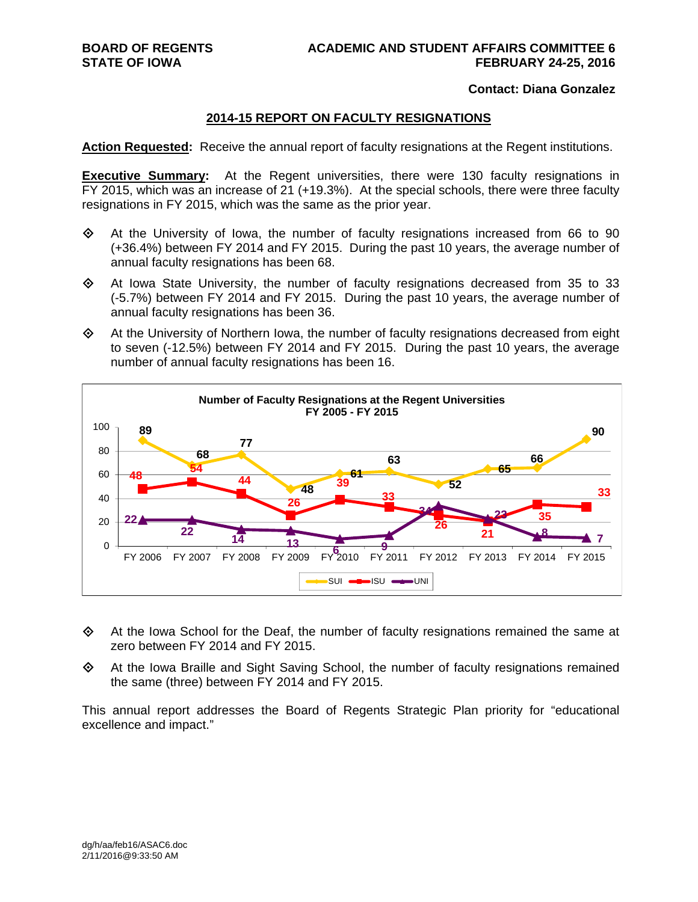**BOARD OF REGENTS**
**STATE OF IOWA**

**ACADEMIC AND STUDENT AFFAIRS COMMITTEE 6**
**FEBRUARY 24-25, 2016**

**Contact: Diana Gonzalez**

## 2014-15 REPORT ON FACULTY RESIGNATIONS

**Action Requested:** Receive the annual report of faculty resignations at the Regent institutions.

**Executive Summary:** At the Regent universities, there were 130 faculty resignations in FY 2015, which was an increase of 21 (+19.3%). At the special schools, there were three faculty resignations in FY 2015, which was the same as the prior year.

- At the University of Iowa, the number of faculty resignations increased from 66 to 90 (+36.4%) between FY 2014 and FY 2015. During the past 10 years, the average number of annual faculty resignations has been 68.
- At Iowa State University, the number of faculty resignations decreased from 35 to 33 (-5.7%) between FY 2014 and FY 2015. During the past 10 years, the average number of annual faculty resignations has been 36.
- At the University of Northern Iowa, the number of faculty resignations decreased from eight to seven (-12.5%) between FY 2014 and FY 2015. During the past 10 years, the average number of annual faculty resignations has been 16.

**Number of Faculty Resignations at the Regent Universities**
**FY 2005 - FY 2015**

| | FY 2006 | FY 2007 | FY 2008 | FY 2009 | FY 2010 | FY 2011 | FY 2012 | FY 2013 | FY 2014 | FY 2015 |
|---|---|---|---|---|---|---|---|---|---|---|
| SUI | 89 | 68 | 77 | 48 | 61 | 63 | 52 | 65 | 66 | 90 |
| ISU | 48 | 54 | 44 | 26 | 39 | 33 | 26 | 21 | 35 | 33 |
| UNI | 22 | 22 | 14 | 13 | 6 | 9 | 34 | 23 | 8 | 7 |

- At the Iowa School for the Deaf, the number of faculty resignations remained the same at zero between FY 2014 and FY 2015.
- At the Iowa Braille and Sight Saving School, the number of faculty resignations remained the same (three) between FY 2014 and FY 2015.

This annual report addresses the Board of Regents Strategic Plan priority for "educational excellence and impact."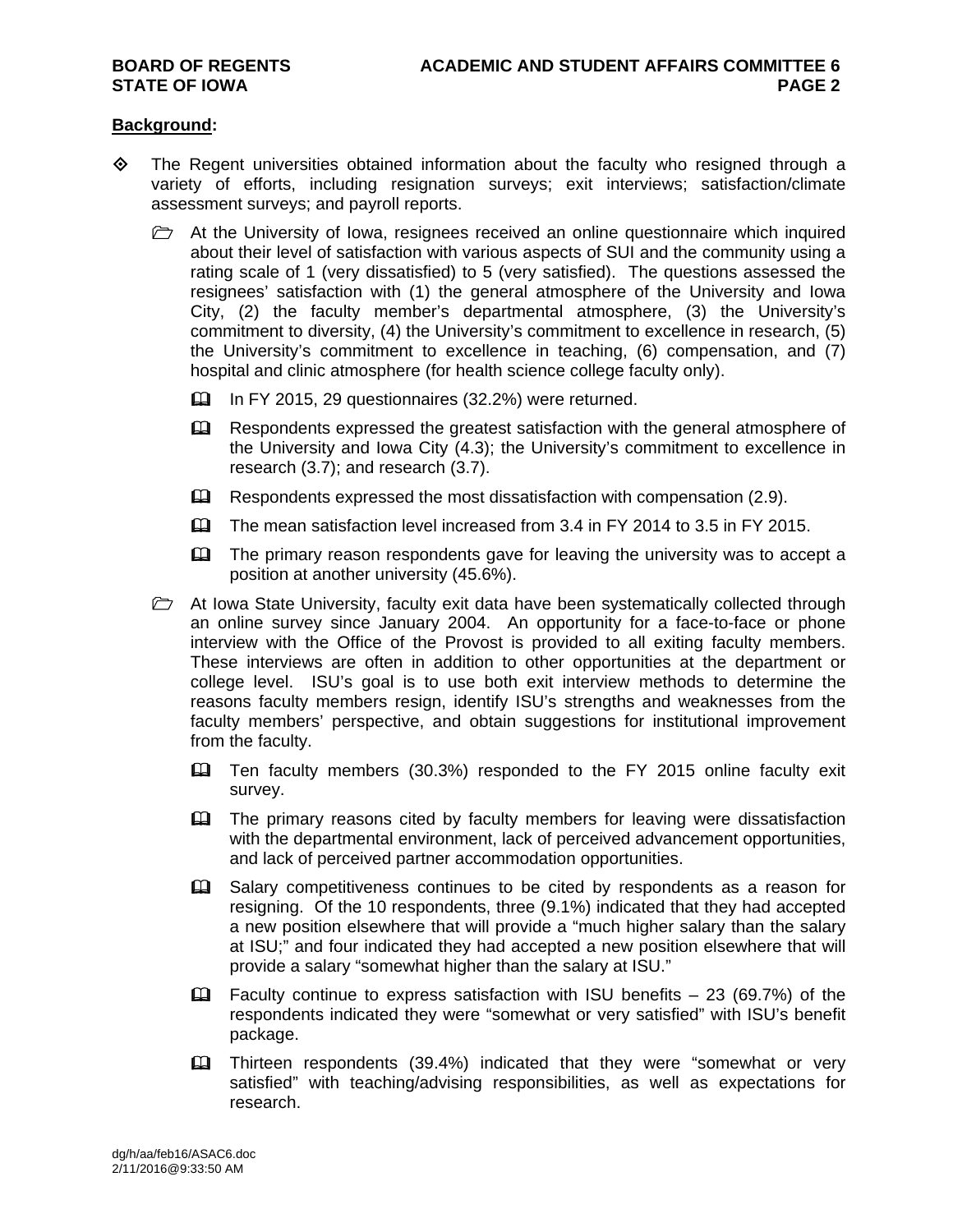**Background:**

- The Regent universities obtained information about the faculty who resigned through a variety of efforts, including resignation surveys; exit interviews; satisfaction/climate assessment surveys; and payroll reports.
  - At the University of Iowa, resignees received an online questionnaire which inquired about their level of satisfaction with various aspects of SUI and the community using a rating scale of 1 (very dissatisfied) to 5 (very satisfied). The questions assessed the resignees' satisfaction with (1) the general atmosphere of the University and Iowa City, (2) the faculty member's departmental atmosphere, (3) the University's commitment to diversity, (4) the University's commitment to excellence in research, (5) the University's commitment to excellence in teaching, (6) compensation, and (7) hospital and clinic atmosphere (for health science college faculty only).
    - In FY 2015, 29 questionnaires (32.2%) were returned.
    - Respondents expressed the greatest satisfaction with the general atmosphere of the University and Iowa City (4.3); the University's commitment to excellence in research (3.7); and research (3.7).
    - Respondents expressed the most dissatisfaction with compensation (2.9).
    - The mean satisfaction level increased from 3.4 in FY 2014 to 3.5 in FY 2015.
    - The primary reason respondents gave for leaving the university was to accept a position at another university (45.6%).
  - At Iowa State University, faculty exit data have been systematically collected through an online survey since January 2004. An opportunity for a face-to-face or phone interview with the Office of the Provost is provided to all exiting faculty members. These interviews are often in addition to other opportunities at the department or college level. ISU's goal is to use both exit interview methods to determine the reasons faculty members resign, identify ISU's strengths and weaknesses from the faculty members' perspective, and obtain suggestions for institutional improvement from the faculty.
    - Ten faculty members (30.3%) responded to the FY 2015 online faculty exit survey.
    - The primary reasons cited by faculty members for leaving were dissatisfaction with the departmental environment, lack of perceived advancement opportunities, and lack of perceived partner accommodation opportunities.
    - Salary competitiveness continues to be cited by respondents as a reason for resigning. Of the 10 respondents, three (9.1%) indicated that they had accepted a new position elsewhere that will provide a "much higher salary than the salary at ISU;" and four indicated they had accepted a new position elsewhere that will provide a salary "somewhat higher than the salary at ISU."
    - Faculty continue to express satisfaction with ISU benefits – 23 (69.7%) of the respondents indicated they were "somewhat or very satisfied" with ISU's benefit package.
    - Thirteen respondents (39.4%) indicated that they were "somewhat or very satisfied" with teaching/advising responsibilities, as well as expectations for research.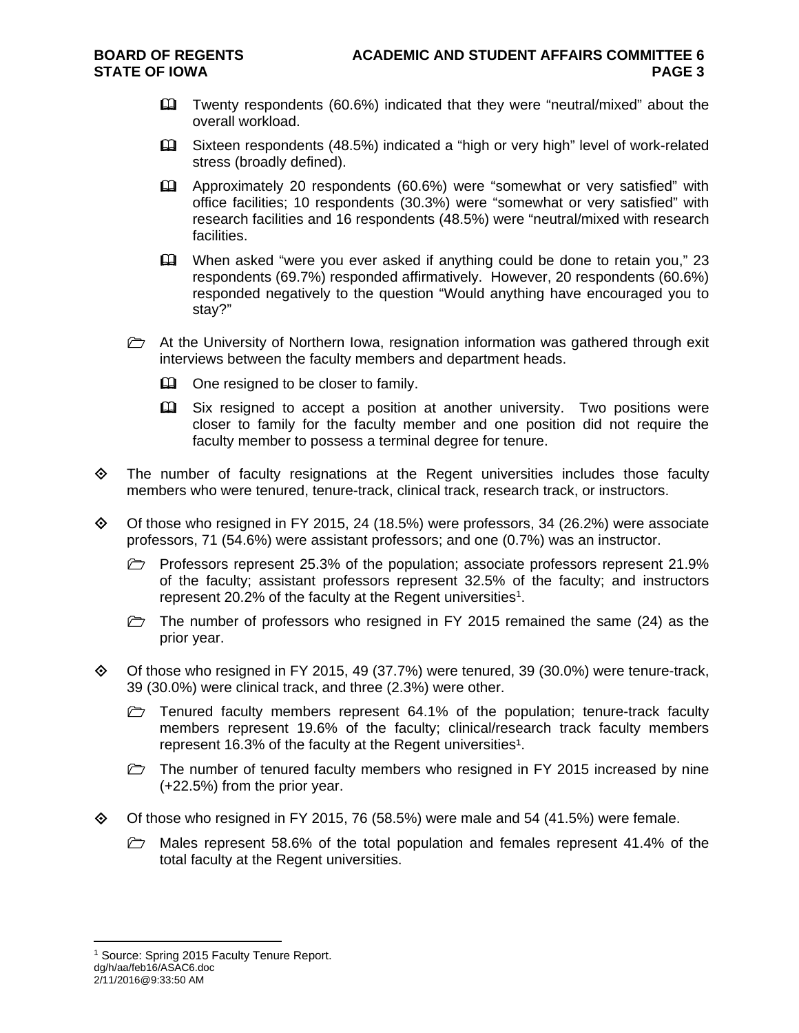- Twenty respondents (60.6%) indicated that they were "neutral/mixed" about the overall workload.
- Sixteen respondents (48.5%) indicated a "high or very high" level of work-related stress (broadly defined).
- Approximately 20 respondents (60.6%) were "somewhat or very satisfied" with office facilities; 10 respondents (30.3%) were "somewhat or very satisfied" with research facilities and 16 respondents (48.5%) were "neutral/mixed with research facilities.
- When asked "were you ever asked if anything could be done to retain you," 23 respondents (69.7%) responded affirmatively. However, 20 respondents (60.6%) responded negatively to the question "Would anything have encouraged you to stay?"

- At the University of Northern Iowa, resignation information was gathered through exit interviews between the faculty members and department heads.
  - One resigned to be closer to family.
  - Six resigned to accept a position at another university. Two positions were closer to family for the faculty member and one position did not require the faculty member to possess a terminal degree for tenure.

- The number of faculty resignations at the Regent universities includes those faculty members who were tenured, tenure-track, clinical track, research track, or instructors.

- Of those who resigned in FY 2015, 24 (18.5%) were professors, 34 (26.2%) were associate professors, 71 (54.6%) were assistant professors; and one (0.7%) was an instructor.
  - Professors represent 25.3% of the population; associate professors represent 21.9% of the faculty; assistant professors represent 32.5% of the faculty; and instructors represent 20.2% of the faculty at the Regent universities[1].
  - The number of professors who resigned in FY 2015 remained the same (24) as the prior year.

- Of those who resigned in FY 2015, 49 (37.7%) were tenured, 39 (30.0%) were tenure-track, 39 (30.0%) were clinical track, and three (2.3%) were other.
  - Tenured faculty members represent 64.1% of the population; tenure-track faculty members represent 19.6% of the faculty; clinical/research track faculty members represent 16.3% of the faculty at the Regent universities[1].
  - The number of tenured faculty members who resigned in FY 2015 increased by nine (+22.5%) from the prior year.

- Of those who resigned in FY 2015, 76 (58.5%) were male and 54 (41.5%) were female.
  - Males represent 58.6% of the total population and females represent 41.4% of the total faculty at the Regent universities.

---

[1] Source: Spring 2015 Faculty Tenure Report.

dg/h/aa/feb16/ASAC6.doc
2/11/2016@9:33:50 AM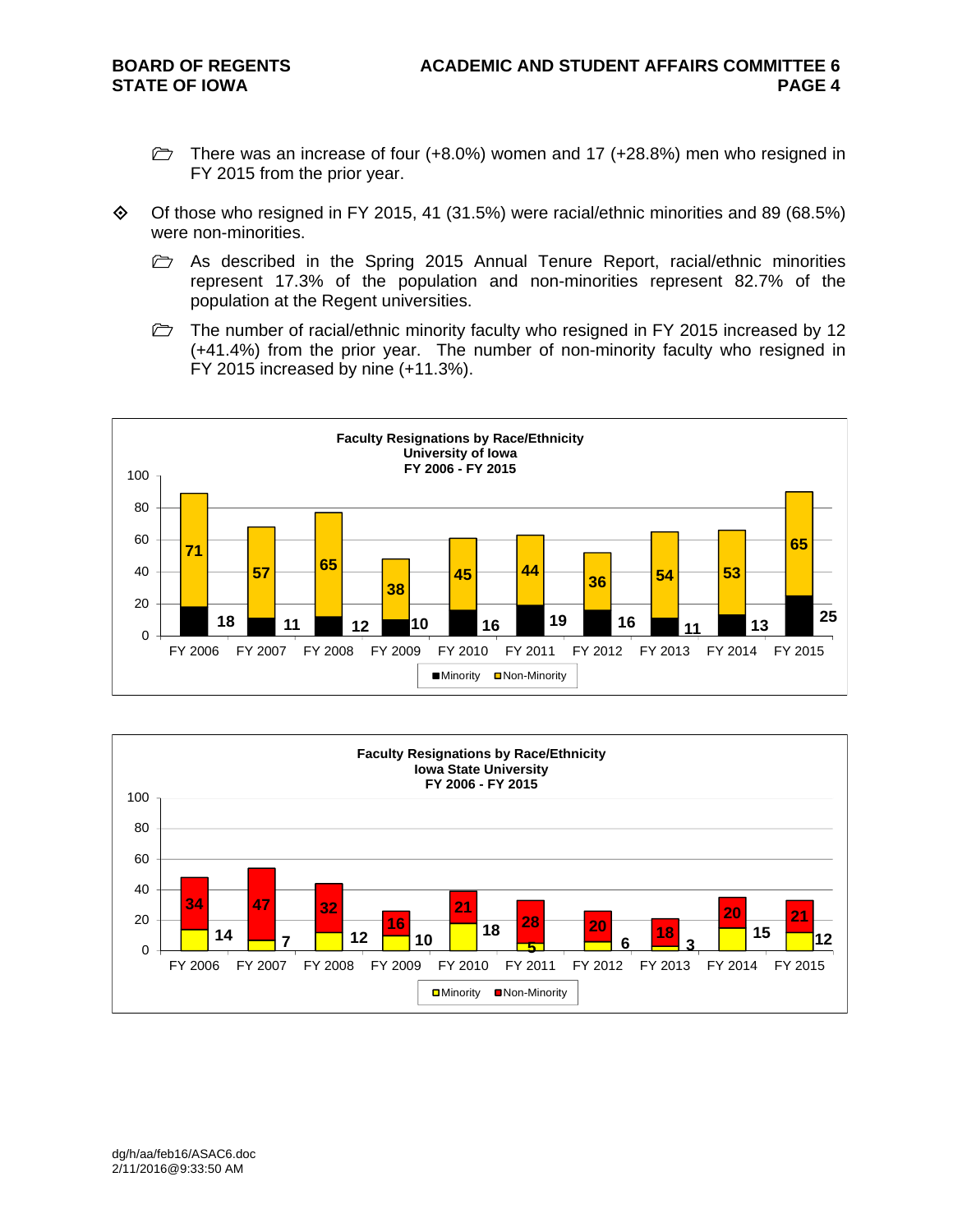- There was an increase of four (+8.0%) women and 17 (+28.8%) men who resigned in FY 2015 from the prior year.

- Of those who resigned in FY 2015, 41 (31.5%) were racial/ethnic minorities and 89 (68.5%) were non-minorities.
  - As described in the Spring 2015 Annual Tenure Report, racial/ethnic minorities represent 17.3% of the population and non-minorities represent 82.7% of the population at the Regent universities.
  - The number of racial/ethnic minority faculty who resigned in FY 2015 increased by 12 (+41.4%) from the prior year. The number of non-minority faculty who resigned in FY 2015 increased by nine (+11.3%).

**Faculty Resignations by Race/Ethnicity**
**University of Iowa**
**FY 2006 - FY 2015**

| | FY 2006 | FY 2007 | FY 2008 | FY 2009 | FY 2010 | FY 2011 | FY 2012 | FY 2013 | FY 2014 | FY 2015 |
|---|---|---|---|---|---|---|---|---|---|---|
| Minority | 18 | 11 | 12 | 10 | 16 | 19 | 16 | 11 | 13 | 25 |
| Non-Minority | 71 | 57 | 65 | 38 | 45 | 44 | 36 | 54 | 53 | 65 |

**Faculty Resignations by Race/Ethnicity**
**Iowa State University**
**FY 2006 - FY 2015**

| | FY 2006 | FY 2007 | FY 2008 | FY 2009 | FY 2010 | FY 2011 | FY 2012 | FY 2013 | FY 2014 | FY 2015 |
|---|---|---|---|---|---|---|---|---|---|---|
| Minority | 14 | 7 | 12 | 10 | 18 | 5 | 6 | 3 | 15 | 12 |
| Non-Minority | 34 | 47 | 32 | 16 | 21 | 28 | 20 | 18 | 20 | 21 |

dg/h/aa/feb16/ASAC6.doc
2/11/2016@9:33:50 AM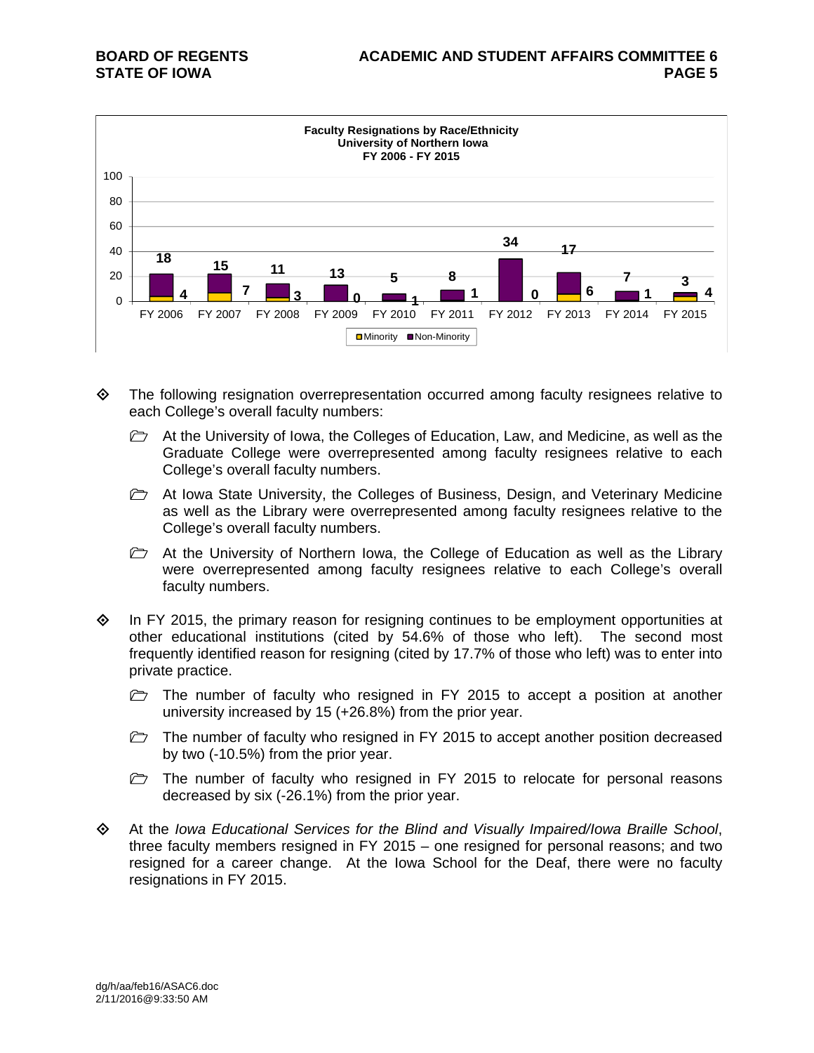**Faculty Resignations by Race/Ethnicity**
**University of Northern Iowa**
**FY 2006 - FY 2015**

| | FY 2006 | FY 2007 | FY 2008 | FY 2009 | FY 2010 | FY 2011 | FY 2012 | FY 2013 | FY 2014 | FY 2015 |
|---|---|---|---|---|---|---|---|---|---|---|
| Minority | 4 | 7 | 3 | 0 | 1 | 1 | 0 | 6 | 1 | 4 |
| Non-Minority | 18 | 15 | 11 | 13 | 5 | 8 | 34 | 17 | 7 | 3 |

- The following resignation overrepresentation occurred among faculty resignees relative to each College's overall faculty numbers:
  - At the University of Iowa, the Colleges of Education, Law, and Medicine, as well as the Graduate College were overrepresented among faculty resignees relative to each College's overall faculty numbers.
  - At Iowa State University, the Colleges of Business, Design, and Veterinary Medicine as well as the Library were overrepresented among faculty resignees relative to the College's overall faculty numbers.
  - At the University of Northern Iowa, the College of Education as well as the Library were overrepresented among faculty resignees relative to each College's overall faculty numbers.

- In FY 2015, the primary reason for resigning continues to be employment opportunities at other educational institutions (cited by 54.6% of those who left). The second most frequently identified reason for resigning (cited by 17.7% of those who left) was to enter into private practice.
  - The number of faculty who resigned in FY 2015 to accept a position at another university increased by 15 (+26.8%) from the prior year.
  - The number of faculty who resigned in FY 2015 to accept another position decreased by two (-10.5%) from the prior year.
  - The number of faculty who resigned in FY 2015 to relocate for personal reasons decreased by six (-26.1%) from the prior year.

- At the *Iowa Educational Services for the Blind and Visually Impaired/Iowa Braille School*, three faculty members resigned in FY 2015 – one resigned for personal reasons; and two resigned for a career change. At the Iowa School for the Deaf, there were no faculty resignations in FY 2015.

dg/h/aa/feb16/ASAC6.doc
2/11/2016@9:33:50 AM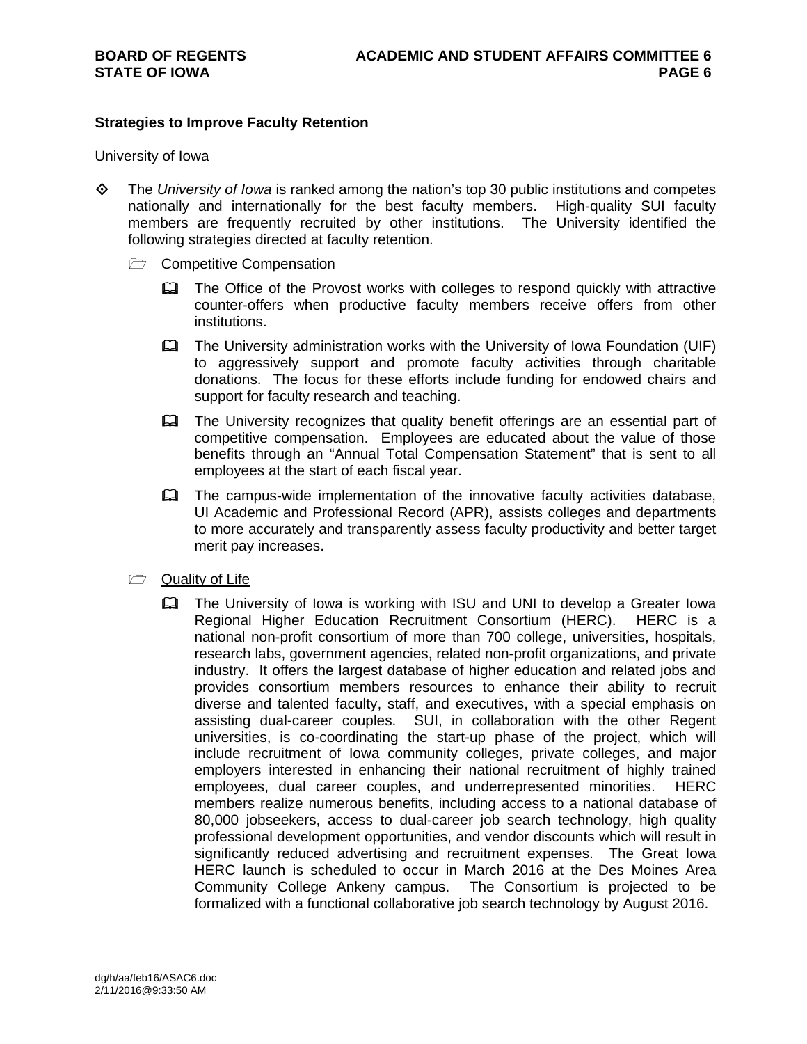**Strategies to Improve Faculty Retention**

University of Iowa

- The *University of Iowa* is ranked among the nation's top 30 public institutions and competes nationally and internationally for the best faculty members. High-quality SUI faculty members are frequently recruited by other institutions. The University identified the following strategies directed at faculty retention.

  - Competitive Compensation

    - The Office of the Provost works with colleges to respond quickly with attractive counter-offers when productive faculty members receive offers from other institutions.

    - The University administration works with the University of Iowa Foundation (UIF) to aggressively support and promote faculty activities through charitable donations. The focus for these efforts include funding for endowed chairs and support for faculty research and teaching.

    - The University recognizes that quality benefit offerings are an essential part of competitive compensation. Employees are educated about the value of those benefits through an "Annual Total Compensation Statement" that is sent to all employees at the start of each fiscal year.

    - The campus-wide implementation of the innovative faculty activities database, UI Academic and Professional Record (APR), assists colleges and departments to more accurately and transparently assess faculty productivity and better target merit pay increases.

  - Quality of Life

    - The University of Iowa is working with ISU and UNI to develop a Greater Iowa Regional Higher Education Recruitment Consortium (HERC). HERC is a national non-profit consortium of more than 700 college, universities, hospitals, research labs, government agencies, related non-profit organizations, and private industry. It offers the largest database of higher education and related jobs and provides consortium members resources to enhance their ability to recruit diverse and talented faculty, staff, and executives, with a special emphasis on assisting dual-career couples. SUI, in collaboration with the other Regent universities, is co-coordinating the start-up phase of the project, which will include recruitment of Iowa community colleges, private colleges, and major employers interested in enhancing their national recruitment of highly trained employees, dual career couples, and underrepresented minorities. HERC members realize numerous benefits, including access to a national database of 80,000 jobseekers, access to dual-career job search technology, high quality professional development opportunities, and vendor discounts which will result in significantly reduced advertising and recruitment expenses. The Great Iowa HERC launch is scheduled to occur in March 2016 at the Des Moines Area Community College Ankeny campus. The Consortium is projected to be formalized with a functional collaborative job search technology by August 2016.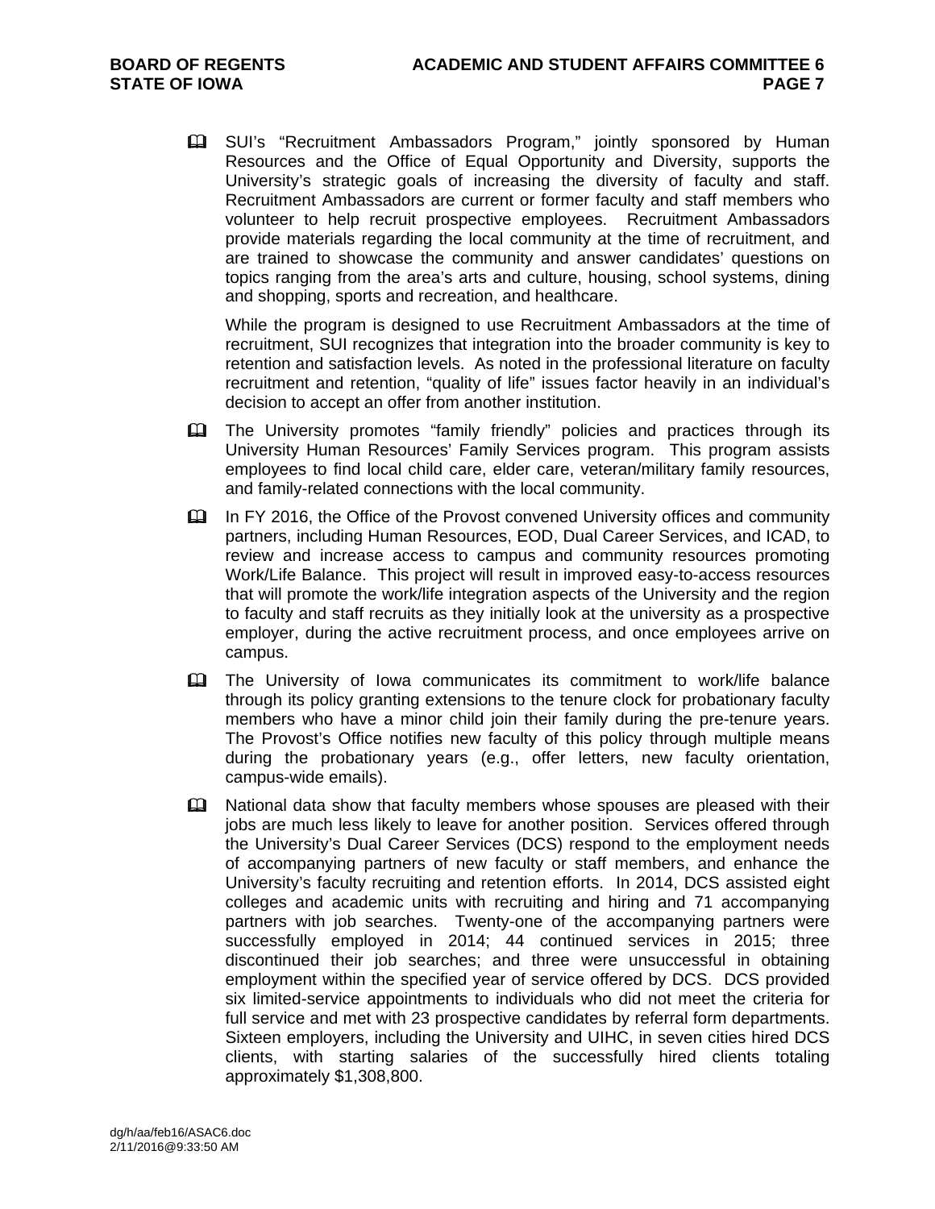- SUI's "Recruitment Ambassadors Program," jointly sponsored by Human Resources and the Office of Equal Opportunity and Diversity, supports the University's strategic goals of increasing the diversity of faculty and staff. Recruitment Ambassadors are current or former faculty and staff members who volunteer to help recruit prospective employees. Recruitment Ambassadors provide materials regarding the local community at the time of recruitment, and are trained to showcase the community and answer candidates' questions on topics ranging from the area's arts and culture, housing, school systems, dining and shopping, sports and recreation, and healthcare.

  While the program is designed to use Recruitment Ambassadors at the time of recruitment, SUI recognizes that integration into the broader community is key to retention and satisfaction levels. As noted in the professional literature on faculty recruitment and retention, "quality of life" issues factor heavily in an individual's decision to accept an offer from another institution.

- The University promotes "family friendly" policies and practices through its University Human Resources' Family Services program. This program assists employees to find local child care, elder care, veteran/military family resources, and family-related connections with the local community.

- In FY 2016, the Office of the Provost convened University offices and community partners, including Human Resources, EOD, Dual Career Services, and ICAD, to review and increase access to campus and community resources promoting Work/Life Balance. This project will result in improved easy-to-access resources that will promote the work/life integration aspects of the University and the region to faculty and staff recruits as they initially look at the university as a prospective employer, during the active recruitment process, and once employees arrive on campus.

- The University of Iowa communicates its commitment to work/life balance through its policy granting extensions to the tenure clock for probationary faculty members who have a minor child join their family during the pre-tenure years. The Provost's Office notifies new faculty of this policy through multiple means during the probationary years (e.g., offer letters, new faculty orientation, campus-wide emails).

- National data show that faculty members whose spouses are pleased with their jobs are much less likely to leave for another position. Services offered through the University's Dual Career Services (DCS) respond to the employment needs of accompanying partners of new faculty or staff members, and enhance the University's faculty recruiting and retention efforts. In 2014, DCS assisted eight colleges and academic units with recruiting and hiring and 71 accompanying partners with job searches. Twenty-one of the accompanying partners were successfully employed in 2014; 44 continued services in 2015; three discontinued their job searches; and three were unsuccessful in obtaining employment within the specified year of service offered by DCS. DCS provided six limited-service appointments to individuals who did not meet the criteria for full service and met with 23 prospective candidates by referral form departments. Sixteen employers, including the University and UIHC, in seven cities hired DCS clients, with starting salaries of the successfully hired clients totaling approximately $1,308,800.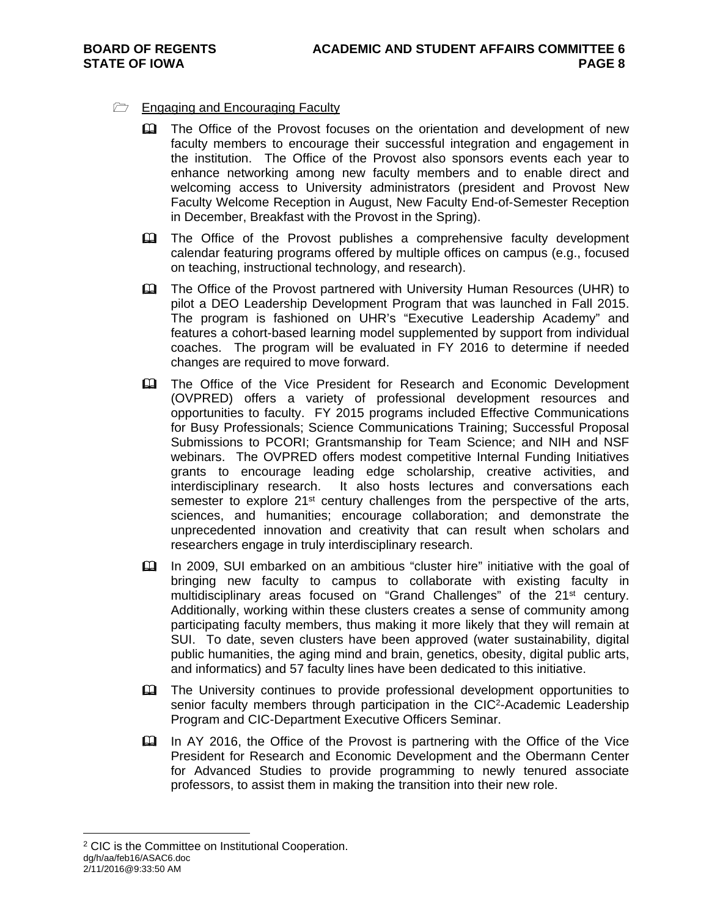Engaging and Encouraging Faculty

- The Office of the Provost focuses on the orientation and development of new faculty members to encourage their successful integration and engagement in the institution. The Office of the Provost also sponsors events each year to enhance networking among new faculty members and to enable direct and welcoming access to University administrators (president and Provost New Faculty Welcome Reception in August, New Faculty End-of-Semester Reception in December, Breakfast with the Provost in the Spring).
- The Office of the Provost publishes a comprehensive faculty development calendar featuring programs offered by multiple offices on campus (e.g., focused on teaching, instructional technology, and research).
- The Office of the Provost partnered with University Human Resources (UHR) to pilot a DEO Leadership Development Program that was launched in Fall 2015. The program is fashioned on UHR's "Executive Leadership Academy" and features a cohort-based learning model supplemented by support from individual coaches. The program will be evaluated in FY 2016 to determine if needed changes are required to move forward.
- The Office of the Vice President for Research and Economic Development (OVPRED) offers a variety of professional development resources and opportunities to faculty. FY 2015 programs included Effective Communications for Busy Professionals; Science Communications Training; Successful Proposal Submissions to PCORI; Grantsmanship for Team Science; and NIH and NSF webinars. The OVPRED offers modest competitive Internal Funding Initiatives grants to encourage leading edge scholarship, creative activities, and interdisciplinary research. It also hosts lectures and conversations each semester to explore 21st century challenges from the perspective of the arts, sciences, and humanities; encourage collaboration; and demonstrate the unprecedented innovation and creativity that can result when scholars and researchers engage in truly interdisciplinary research.
- In 2009, SUI embarked on an ambitious "cluster hire" initiative with the goal of bringing new faculty to campus to collaborate with existing faculty in multidisciplinary areas focused on "Grand Challenges" of the 21st century. Additionally, working within these clusters creates a sense of community among participating faculty members, thus making it more likely that they will remain at SUI. To date, seven clusters have been approved (water sustainability, digital public humanities, the aging mind and brain, genetics, obesity, digital public arts, and informatics) and 57 faculty lines have been dedicated to this initiative.
- The University continues to provide professional development opportunities to senior faculty members through participation in the CIC[2]-Academic Leadership Program and CIC-Department Executive Officers Seminar.
- In AY 2016, the Office of the Provost is partnering with the Office of the Vice President for Research and Economic Development and the Obermann Center for Advanced Studies to provide programming to newly tenured associate professors, to assist them in making the transition into their new role.

[2] CIC is the Committee on Institutional Cooperation.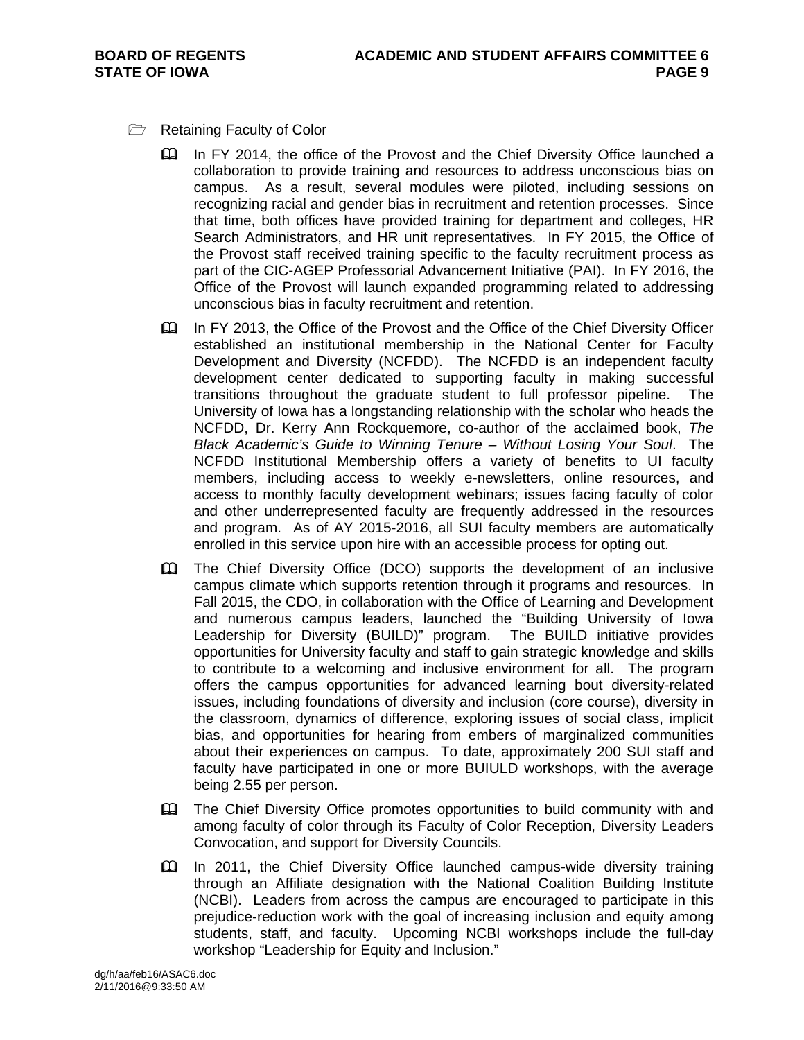## Retaining Faculty of Color

- In FY 2014, the office of the Provost and the Chief Diversity Office launched a collaboration to provide training and resources to address unconscious bias on campus. As a result, several modules were piloted, including sessions on recognizing racial and gender bias in recruitment and retention processes. Since that time, both offices have provided training for department and colleges, HR Search Administrators, and HR unit representatives. In FY 2015, the Office of the Provost staff received training specific to the faculty recruitment process as part of the CIC-AGEP Professorial Advancement Initiative (PAI). In FY 2016, the Office of the Provost will launch expanded programming related to addressing unconscious bias in faculty recruitment and retention.

- In FY 2013, the Office of the Provost and the Office of the Chief Diversity Officer established an institutional membership in the National Center for Faculty Development and Diversity (NCFDD). The NCFDD is an independent faculty development center dedicated to supporting faculty in making successful transitions throughout the graduate student to full professor pipeline. The University of Iowa has a longstanding relationship with the scholar who heads the NCFDD, Dr. Kerry Ann Rockquemore, co-author of the acclaimed book, *The Black Academic's Guide to Winning Tenure – Without Losing Your Soul*. The NCFDD Institutional Membership offers a variety of benefits to UI faculty members, including access to weekly e-newsletters, online resources, and access to monthly faculty development webinars; issues facing faculty of color and other underrepresented faculty are frequently addressed in the resources and program. As of AY 2015-2016, all SUI faculty members are automatically enrolled in this service upon hire with an accessible process for opting out.

- The Chief Diversity Office (DCO) supports the development of an inclusive campus climate which supports retention through it programs and resources. In Fall 2015, the CDO, in collaboration with the Office of Learning and Development and numerous campus leaders, launched the "Building University of Iowa Leadership for Diversity (BUILD)" program. The BUILD initiative provides opportunities for University faculty and staff to gain strategic knowledge and skills to contribute to a welcoming and inclusive environment for all. The program offers the campus opportunities for advanced learning bout diversity-related issues, including foundations of diversity and inclusion (core course), diversity in the classroom, dynamics of difference, exploring issues of social class, implicit bias, and opportunities for hearing from embers of marginalized communities about their experiences on campus. To date, approximately 200 SUI staff and faculty have participated in one or more BUIULD workshops, with the average being 2.55 per person.

- The Chief Diversity Office promotes opportunities to build community with and among faculty of color through its Faculty of Color Reception, Diversity Leaders Convocation, and support for Diversity Councils.

- In 2011, the Chief Diversity Office launched campus-wide diversity training through an Affiliate designation with the National Coalition Building Institute (NCBI). Leaders from across the campus are encouraged to participate in this prejudice-reduction work with the goal of increasing inclusion and equity among students, staff, and faculty. Upcoming NCBI workshops include the full-day workshop "Leadership for Equity and Inclusion."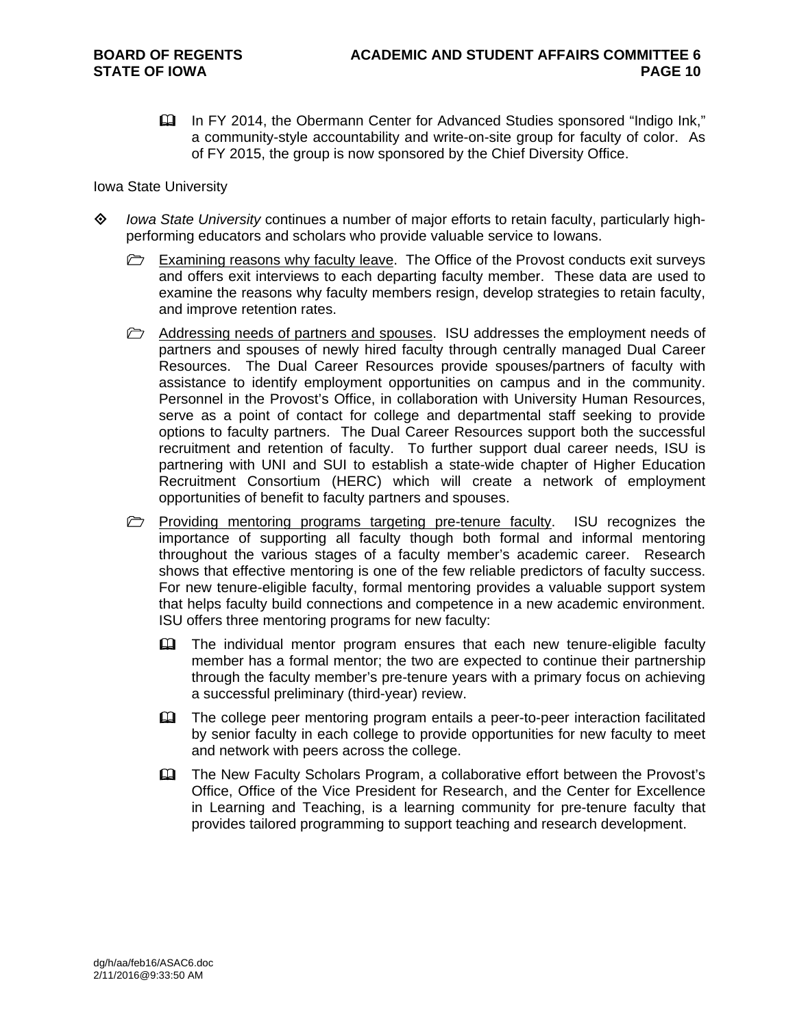- In FY 2014, the Obermann Center for Advanced Studies sponsored "Indigo Ink," a community-style accountability and write-on-site group for faculty of color. As of FY 2015, the group is now sponsored by the Chief Diversity Office.

Iowa State University

- *Iowa State University* continues a number of major efforts to retain faculty, particularly high-performing educators and scholars who provide valuable service to Iowans.
  - Examining reasons why faculty leave. The Office of the Provost conducts exit surveys and offers exit interviews to each departing faculty member. These data are used to examine the reasons why faculty members resign, develop strategies to retain faculty, and improve retention rates.
  - Addressing needs of partners and spouses. ISU addresses the employment needs of partners and spouses of newly hired faculty through centrally managed Dual Career Resources. The Dual Career Resources provide spouses/partners of faculty with assistance to identify employment opportunities on campus and in the community. Personnel in the Provost's Office, in collaboration with University Human Resources, serve as a point of contact for college and departmental staff seeking to provide options to faculty partners. The Dual Career Resources support both the successful recruitment and retention of faculty. To further support dual career needs, ISU is partnering with UNI and SUI to establish a state-wide chapter of Higher Education Recruitment Consortium (HERC) which will create a network of employment opportunities of benefit to faculty partners and spouses.
  - Providing mentoring programs targeting pre-tenure faculty. ISU recognizes the importance of supporting all faculty though both formal and informal mentoring throughout the various stages of a faculty member's academic career. Research shows that effective mentoring is one of the few reliable predictors of faculty success. For new tenure-eligible faculty, formal mentoring provides a valuable support system that helps faculty build connections and competence in a new academic environment. ISU offers three mentoring programs for new faculty:
    - The individual mentor program ensures that each new tenure-eligible faculty member has a formal mentor; the two are expected to continue their partnership through the faculty member's pre-tenure years with a primary focus on achieving a successful preliminary (third-year) review.
    - The college peer mentoring program entails a peer-to-peer interaction facilitated by senior faculty in each college to provide opportunities for new faculty to meet and network with peers across the college.
    - The New Faculty Scholars Program, a collaborative effort between the Provost's Office, Office of the Vice President for Research, and the Center for Excellence in Learning and Teaching, is a learning community for pre-tenure faculty that provides tailored programming to support teaching and research development.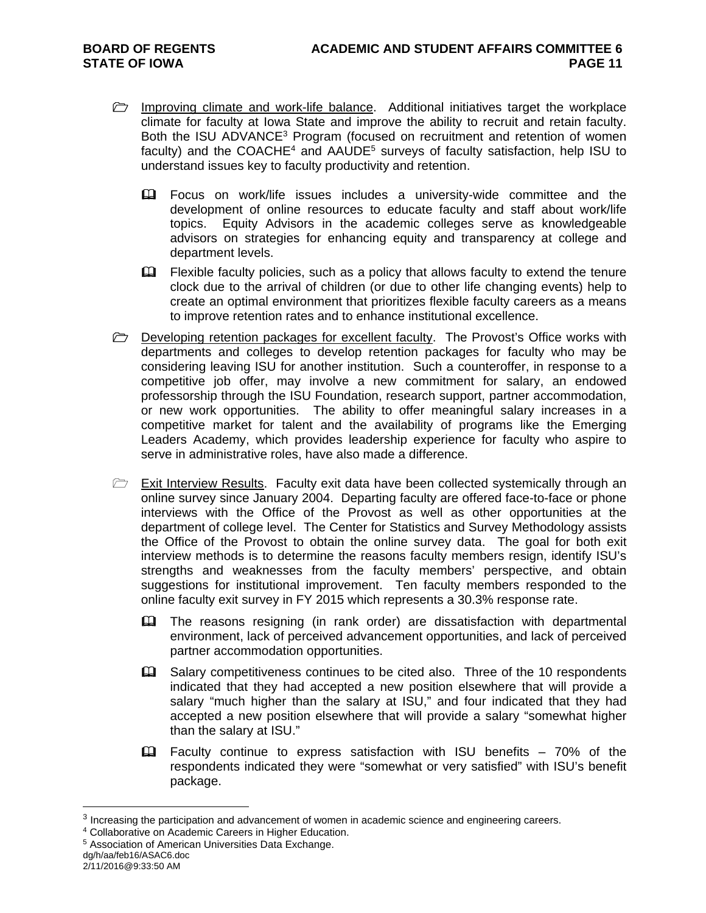- Improving climate and work-life balance. Additional initiatives target the workplace climate for faculty at Iowa State and improve the ability to recruit and retain faculty. Both the ISU ADVANCE[3] Program (focused on recruitment and retention of women faculty) and the COACHE[4] and AAUDE[5] surveys of faculty satisfaction, help ISU to understand issues key to faculty productivity and retention.

  - Focus on work/life issues includes a university-wide committee and the development of online resources to educate faculty and staff about work/life topics. Equity Advisors in the academic colleges serve as knowledgeable advisors on strategies for enhancing equity and transparency at college and department levels.

  - Flexible faculty policies, such as a policy that allows faculty to extend the tenure clock due to the arrival of children (or due to other life changing events) help to create an optimal environment that prioritizes flexible faculty careers as a means to improve retention rates and to enhance institutional excellence.

- Developing retention packages for excellent faculty. The Provost's Office works with departments and colleges to develop retention packages for faculty who may be considering leaving ISU for another institution. Such a counteroffer, in response to a competitive job offer, may involve a new commitment for salary, an endowed professorship through the ISU Foundation, research support, partner accommodation, or new work opportunities. The ability to offer meaningful salary increases in a competitive market for talent and the availability of programs like the Emerging Leaders Academy, which provides leadership experience for faculty who aspire to serve in administrative roles, have also made a difference.

- Exit Interview Results. Faculty exit data have been collected systemically through an online survey since January 2004. Departing faculty are offered face-to-face or phone interviews with the Office of the Provost as well as other opportunities at the department of college level. The Center for Statistics and Survey Methodology assists the Office of the Provost to obtain the online survey data. The goal for both exit interview methods is to determine the reasons faculty members resign, identify ISU's strengths and weaknesses from the faculty members' perspective, and obtain suggestions for institutional improvement. Ten faculty members responded to the online faculty exit survey in FY 2015 which represents a 30.3% response rate.

  - The reasons resigning (in rank order) are dissatisfaction with departmental environment, lack of perceived advancement opportunities, and lack of perceived partner accommodation opportunities.

  - Salary competitiveness continues to be cited also. Three of the 10 respondents indicated that they had accepted a new position elsewhere that will provide a salary "much higher than the salary at ISU," and four indicated that they had accepted a new position elsewhere that will provide a salary "somewhat higher than the salary at ISU."

  - Faculty continue to express satisfaction with ISU benefits – 70% of the respondents indicated they were "somewhat or very satisfied" with ISU's benefit package.

---

[3] Increasing the participation and advancement of women in academic science and engineering careers.

[4] Collaborative on Academic Careers in Higher Education.

[5] Association of American Universities Data Exchange.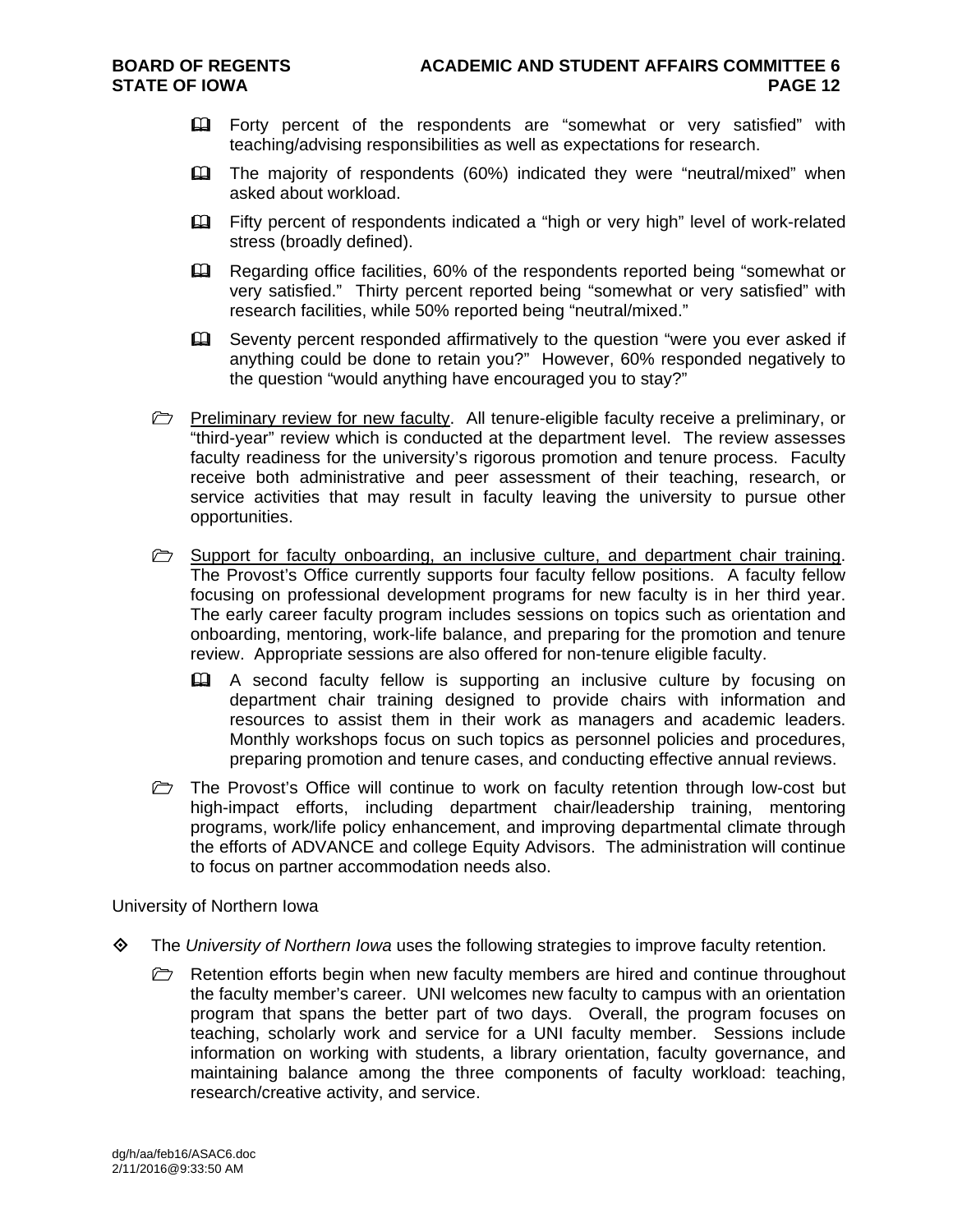- Forty percent of the respondents are "somewhat or very satisfied" with teaching/advising responsibilities as well as expectations for research.
- The majority of respondents (60%) indicated they were "neutral/mixed" when asked about workload.
- Fifty percent of respondents indicated a "high or very high" level of work-related stress (broadly defined).
- Regarding office facilities, 60% of the respondents reported being "somewhat or very satisfied." Thirty percent reported being "somewhat or very satisfied" with research facilities, while 50% reported being "neutral/mixed."
- Seventy percent responded affirmatively to the question "were you ever asked if anything could be done to retain you?" However, 60% responded negatively to the question "would anything have encouraged you to stay?"

- <u>Preliminary review for new faculty</u>. All tenure-eligible faculty receive a preliminary, or "third-year" review which is conducted at the department level. The review assesses faculty readiness for the university's rigorous promotion and tenure process. Faculty receive both administrative and peer assessment of their teaching, research, or service activities that may result in faculty leaving the university to pursue other opportunities.

- <u>Support for faculty onboarding, an inclusive culture, and department chair training</u>. The Provost's Office currently supports four faculty fellow positions. A faculty fellow focusing on professional development programs for new faculty is in her third year. The early career faculty program includes sessions on topics such as orientation and onboarding, mentoring, work-life balance, and preparing for the promotion and tenure review. Appropriate sessions are also offered for non-tenure eligible faculty.
  - A second faculty fellow is supporting an inclusive culture by focusing on department chair training designed to provide chairs with information and resources to assist them in their work as managers and academic leaders. Monthly workshops focus on such topics as personnel policies and procedures, preparing promotion and tenure cases, and conducting effective annual reviews.

- The Provost's Office will continue to work on faculty retention through low-cost but high-impact efforts, including department chair/leadership training, mentoring programs, work/life policy enhancement, and improving departmental climate through the efforts of ADVANCE and college Equity Advisors. The administration will continue to focus on partner accommodation needs also.

University of Northern Iowa

- The *University of Northern Iowa* uses the following strategies to improve faculty retention.
  - Retention efforts begin when new faculty members are hired and continue throughout the faculty member's career. UNI welcomes new faculty to campus with an orientation program that spans the better part of two days. Overall, the program focuses on teaching, scholarly work and service for a UNI faculty member. Sessions include information on working with students, a library orientation, faculty governance, and maintaining balance among the three components of faculty workload: teaching, research/creative activity, and service.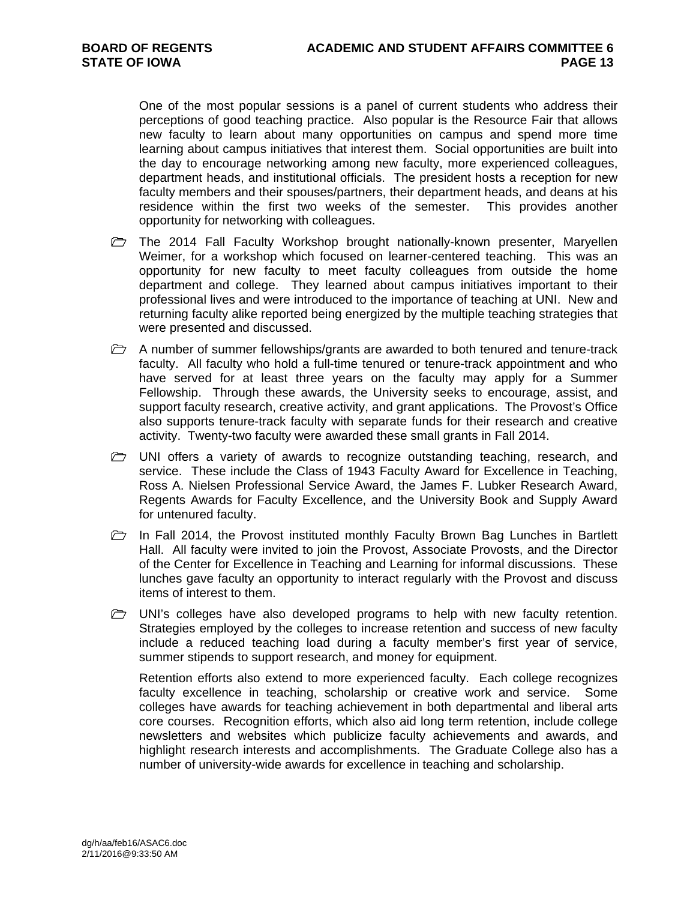One of the most popular sessions is a panel of current students who address their perceptions of good teaching practice. Also popular is the Resource Fair that allows new faculty to learn about many opportunities on campus and spend more time learning about campus initiatives that interest them. Social opportunities are built into the day to encourage networking among new faculty, more experienced colleagues, department heads, and institutional officials. The president hosts a reception for new faculty members and their spouses/partners, their department heads, and deans at his residence within the first two weeks of the semester. This provides another opportunity for networking with colleagues.

- The 2014 Fall Faculty Workshop brought nationally-known presenter, Maryellen Weimer, for a workshop which focused on learner-centered teaching. This was an opportunity for new faculty to meet faculty colleagues from outside the home department and college. They learned about campus initiatives important to their professional lives and were introduced to the importance of teaching at UNI. New and returning faculty alike reported being energized by the multiple teaching strategies that were presented and discussed.

- A number of summer fellowships/grants are awarded to both tenured and tenure-track faculty. All faculty who hold a full-time tenured or tenure-track appointment and who have served for at least three years on the faculty may apply for a Summer Fellowship. Through these awards, the University seeks to encourage, assist, and support faculty research, creative activity, and grant applications. The Provost's Office also supports tenure-track faculty with separate funds for their research and creative activity. Twenty-two faculty were awarded these small grants in Fall 2014.

- UNI offers a variety of awards to recognize outstanding teaching, research, and service. These include the Class of 1943 Faculty Award for Excellence in Teaching, Ross A. Nielsen Professional Service Award, the James F. Lubker Research Award, Regents Awards for Faculty Excellence, and the University Book and Supply Award for untenured faculty.

- In Fall 2014, the Provost instituted monthly Faculty Brown Bag Lunches in Bartlett Hall. All faculty were invited to join the Provost, Associate Provosts, and the Director of the Center for Excellence in Teaching and Learning for informal discussions. These lunches gave faculty an opportunity to interact regularly with the Provost and discuss items of interest to them.

- UNI's colleges have also developed programs to help with new faculty retention. Strategies employed by the colleges to increase retention and success of new faculty include a reduced teaching load during a faculty member's first year of service, summer stipends to support research, and money for equipment.

  Retention efforts also extend to more experienced faculty. Each college recognizes faculty excellence in teaching, scholarship or creative work and service. Some colleges have awards for teaching achievement in both departmental and liberal arts core courses. Recognition efforts, which also aid long term retention, include college newsletters and websites which publicize faculty achievements and awards, and highlight research interests and accomplishments. The Graduate College also has a number of university-wide awards for excellence in teaching and scholarship.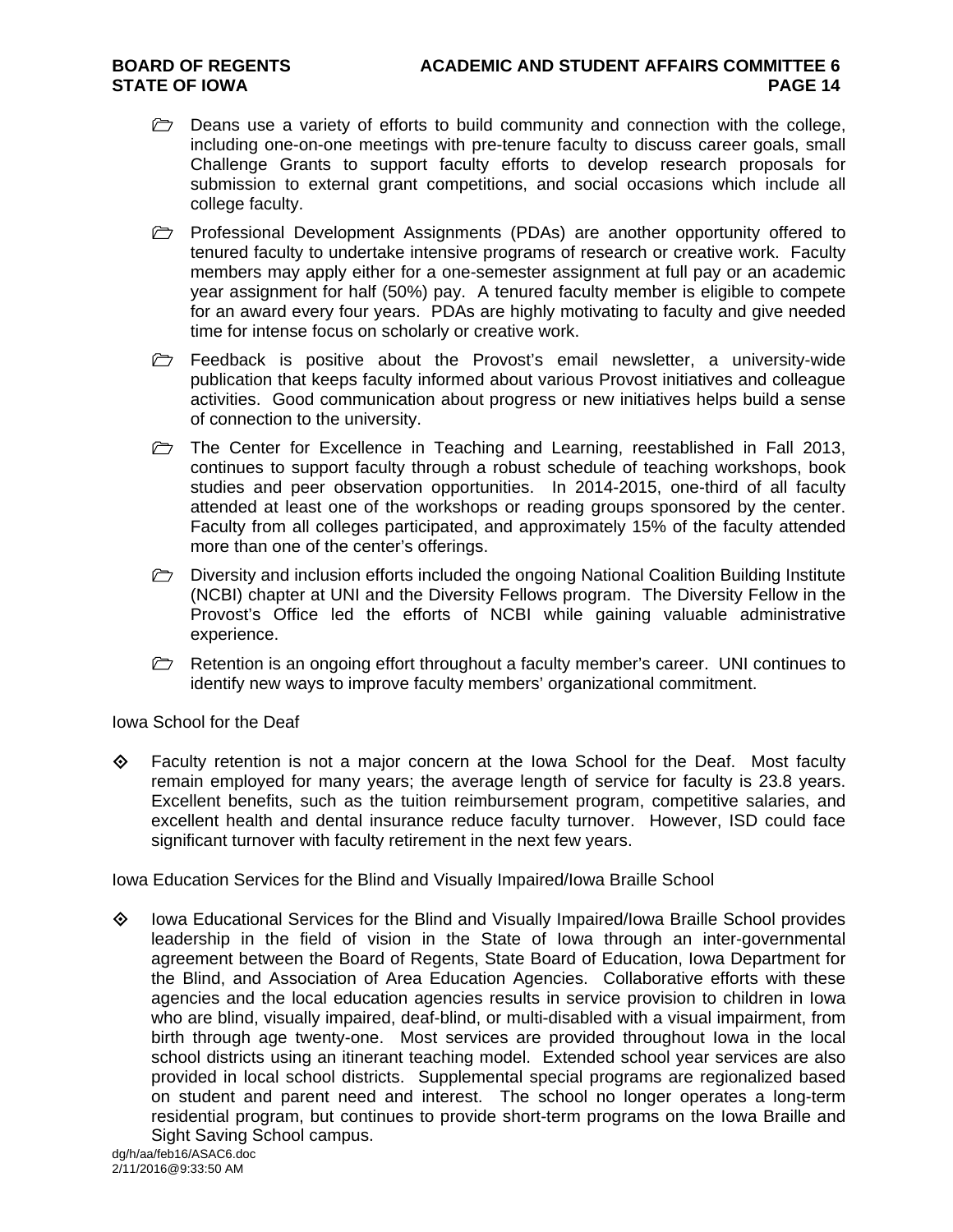- Deans use a variety of efforts to build community and connection with the college, including one-on-one meetings with pre-tenure faculty to discuss career goals, small Challenge Grants to support faculty efforts to develop research proposals for submission to external grant competitions, and social occasions which include all college faculty.
- Professional Development Assignments (PDAs) are another opportunity offered to tenured faculty to undertake intensive programs of research or creative work. Faculty members may apply either for a one-semester assignment at full pay or an academic year assignment for half (50%) pay. A tenured faculty member is eligible to compete for an award every four years. PDAs are highly motivating to faculty and give needed time for intense focus on scholarly or creative work.
- Feedback is positive about the Provost's email newsletter, a university-wide publication that keeps faculty informed about various Provost initiatives and colleague activities. Good communication about progress or new initiatives helps build a sense of connection to the university.
- The Center for Excellence in Teaching and Learning, reestablished in Fall 2013, continues to support faculty through a robust schedule of teaching workshops, book studies and peer observation opportunities. In 2014-2015, one-third of all faculty attended at least one of the workshops or reading groups sponsored by the center. Faculty from all colleges participated, and approximately 15% of the faculty attended more than one of the center's offerings.
- Diversity and inclusion efforts included the ongoing National Coalition Building Institute (NCBI) chapter at UNI and the Diversity Fellows program. The Diversity Fellow in the Provost's Office led the efforts of NCBI while gaining valuable administrative experience.
- Retention is an ongoing effort throughout a faculty member's career. UNI continues to identify new ways to improve faculty members' organizational commitment.

Iowa School for the Deaf

- Faculty retention is not a major concern at the Iowa School for the Deaf. Most faculty remain employed for many years; the average length of service for faculty is 23.8 years. Excellent benefits, such as the tuition reimbursement program, competitive salaries, and excellent health and dental insurance reduce faculty turnover. However, ISD could face significant turnover with faculty retirement in the next few years.

Iowa Education Services for the Blind and Visually Impaired/Iowa Braille School

- Iowa Educational Services for the Blind and Visually Impaired/Iowa Braille School provides leadership in the field of vision in the State of Iowa through an inter-governmental agreement between the Board of Regents, State Board of Education, Iowa Department for the Blind, and Association of Area Education Agencies. Collaborative efforts with these agencies and the local education agencies results in service provision to children in Iowa who are blind, visually impaired, deaf-blind, or multi-disabled with a visual impairment, from birth through age twenty-one. Most services are provided throughout Iowa in the local school districts using an itinerant teaching model. Extended school year services are also provided in local school districts. Supplemental special programs are regionalized based on student and parent need and interest. The school no longer operates a long-term residential program, but continues to provide short-term programs on the Iowa Braille and Sight Saving School campus.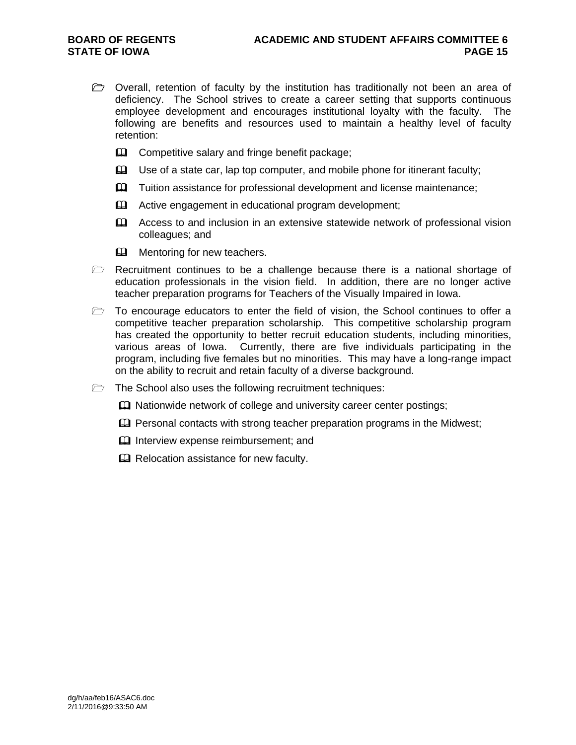- Overall, retention of faculty by the institution has traditionally not been an area of deficiency. The School strives to create a career setting that supports continuous employee development and encourages institutional loyalty with the faculty. The following are benefits and resources used to maintain a healthy level of faculty retention:
  - Competitive salary and fringe benefit package;
  - Use of a state car, lap top computer, and mobile phone for itinerant faculty;
  - Tuition assistance for professional development and license maintenance;
  - Active engagement in educational program development;
  - Access to and inclusion in an extensive statewide network of professional vision colleagues; and
  - Mentoring for new teachers.
- Recruitment continues to be a challenge because there is a national shortage of education professionals in the vision field. In addition, there are no longer active teacher preparation programs for Teachers of the Visually Impaired in Iowa.
- To encourage educators to enter the field of vision, the School continues to offer a competitive teacher preparation scholarship. This competitive scholarship program has created the opportunity to better recruit education students, including minorities, various areas of Iowa. Currently, there are five individuals participating in the program, including five females but no minorities. This may have a long-range impact on the ability to recruit and retain faculty of a diverse background.
- The School also uses the following recruitment techniques:
  - Nationwide network of college and university career center postings;
  - Personal contacts with strong teacher preparation programs in the Midwest;
  - Interview expense reimbursement; and
  - Relocation assistance for new faculty.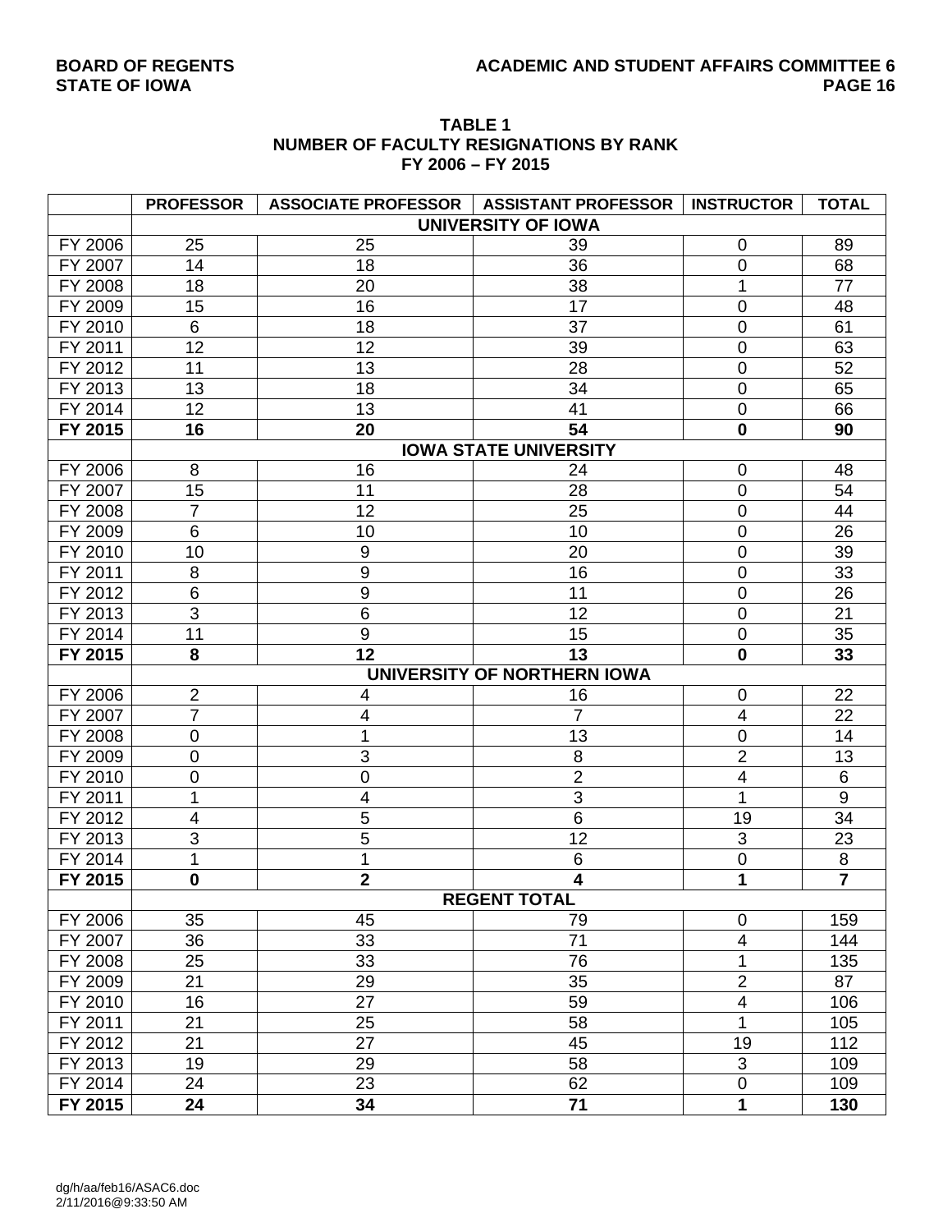**TABLE 1**
**NUMBER OF FACULTY RESIGNATIONS BY RANK**
**FY 2006 – FY 2015**

| | PROFESSOR | ASSOCIATE PROFESSOR | ASSISTANT PROFESSOR | INSTRUCTOR | TOTAL |
|---|---|---|---|---|---|
| | | | **UNIVERSITY OF IOWA** | | |
| FY 2006 | 25 | 25 | 39 | 0 | 89 |
| FY 2007 | 14 | 18 | 36 | 0 | 68 |
| FY 2008 | 18 | 20 | 38 | 1 | 77 |
| FY 2009 | 15 | 16 | 17 | 0 | 48 |
| FY 2010 | 6 | 18 | 37 | 0 | 61 |
| FY 2011 | 12 | 12 | 39 | 0 | 63 |
| FY 2012 | 11 | 13 | 28 | 0 | 52 |
| FY 2013 | 13 | 18 | 34 | 0 | 65 |
| FY 2014 | 12 | 13 | 41 | 0 | 66 |
| **FY 2015** | **16** | **20** | **54** | **0** | **90** |
| | | | **IOWA STATE UNIVERSITY** | | |
| FY 2006 | 8 | 16 | 24 | 0 | 48 |
| FY 2007 | 15 | 11 | 28 | 0 | 54 |
| FY 2008 | 7 | 12 | 25 | 0 | 44 |
| FY 2009 | 6 | 10 | 10 | 0 | 26 |
| FY 2010 | 10 | 9 | 20 | 0 | 39 |
| FY 2011 | 8 | 9 | 16 | 0 | 33 |
| FY 2012 | 6 | 9 | 11 | 0 | 26 |
| FY 2013 | 3 | 6 | 12 | 0 | 21 |
| FY 2014 | 11 | 9 | 15 | 0 | 35 |
| **FY 2015** | **8** | **12** | **13** | **0** | **33** |
| | | | **UNIVERSITY OF NORTHERN IOWA** | | |
| FY 2006 | 2 | 4 | 16 | 0 | 22 |
| FY 2007 | 7 | 4 | 7 | 4 | 22 |
| FY 2008 | 0 | 1 | 13 | 0 | 14 |
| FY 2009 | 0 | 3 | 8 | 2 | 13 |
| FY 2010 | 0 | 0 | 2 | 4 | 6 |
| FY 2011 | 1 | 4 | 3 | 1 | 9 |
| FY 2012 | 4 | 5 | 6 | 19 | 34 |
| FY 2013 | 3 | 5 | 12 | 3 | 23 |
| FY 2014 | 1 | 1 | 6 | 0 | 8 |
| **FY 2015** | **0** | **2** | **4** | **1** | **7** |
| | | | **REGENT TOTAL** | | |
| FY 2006 | 35 | 45 | 79 | 0 | 159 |
| FY 2007 | 36 | 33 | 71 | 4 | 144 |
| FY 2008 | 25 | 33 | 76 | 1 | 135 |
| FY 2009 | 21 | 29 | 35 | 2 | 87 |
| FY 2010 | 16 | 27 | 59 | 4 | 106 |
| FY 2011 | 21 | 25 | 58 | 1 | 105 |
| FY 2012 | 21 | 27 | 45 | 19 | 112 |
| FY 2013 | 19 | 29 | 58 | 3 | 109 |
| FY 2014 | 24 | 23 | 62 | 0 | 109 |
| **FY 2015** | **24** | **34** | **71** | **1** | **130** |

dg/h/aa/feb16/ASAC6.doc
2/11/2016@9:33:50 AM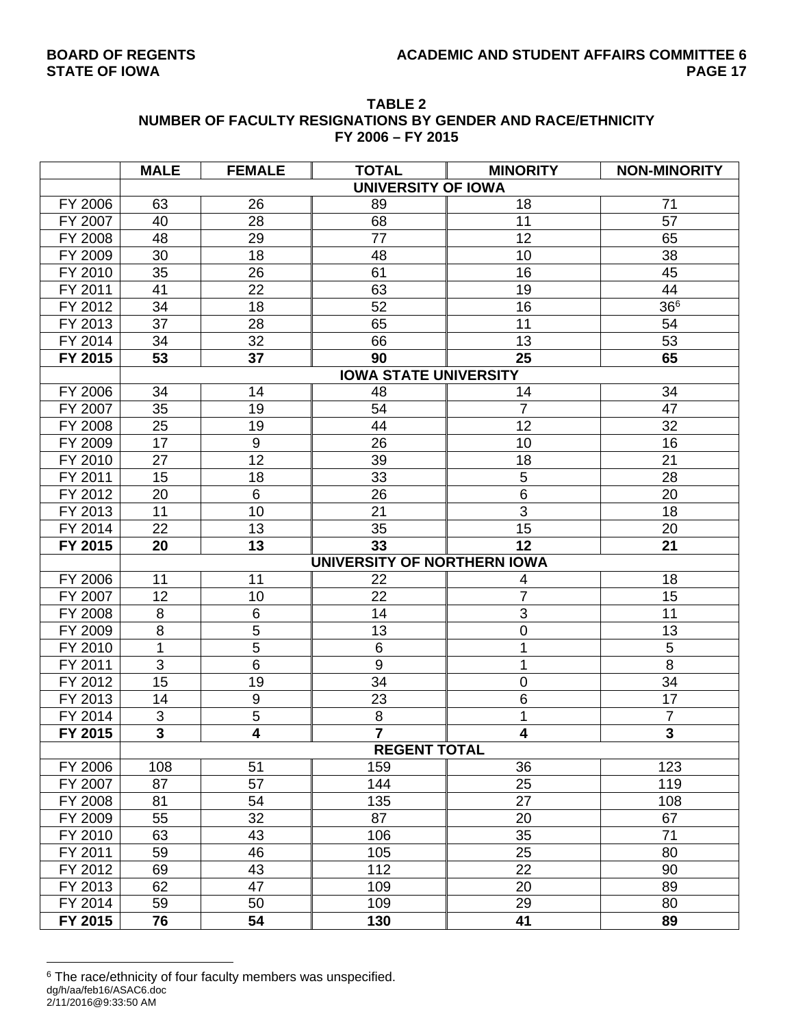**TABLE 2**
**NUMBER OF FACULTY RESIGNATIONS BY GENDER AND RACE/ETHNICITY**
**FY 2006 – FY 2015**

| | MALE | FEMALE | TOTAL | MINORITY | NON-MINORITY |
|---|---|---|---|---|---|
| | | | **UNIVERSITY OF IOWA** | | |
| FY 2006 | 63 | 26 | 89 | 18 | 71 |
| FY 2007 | 40 | 28 | 68 | 11 | 57 |
| FY 2008 | 48 | 29 | 77 | 12 | 65 |
| FY 2009 | 30 | 18 | 48 | 10 | 38 |
| FY 2010 | 35 | 26 | 61 | 16 | 45 |
| FY 2011 | 41 | 22 | 63 | 19 | 44 |
| FY 2012 | 34 | 18 | 52 | 16 | 36[6] |
| FY 2013 | 37 | 28 | 65 | 11 | 54 |
| FY 2014 | 34 | 32 | 66 | 13 | 53 |
| **FY 2015** | **53** | **37** | **90** | **25** | **65** |
| | | | **IOWA STATE UNIVERSITY** | | |
| FY 2006 | 34 | 14 | 48 | 14 | 34 |
| FY 2007 | 35 | 19 | 54 | 7 | 47 |
| FY 2008 | 25 | 19 | 44 | 12 | 32 |
| FY 2009 | 17 | 9 | 26 | 10 | 16 |
| FY 2010 | 27 | 12 | 39 | 18 | 21 |
| FY 2011 | 15 | 18 | 33 | 5 | 28 |
| FY 2012 | 20 | 6 | 26 | 6 | 20 |
| FY 2013 | 11 | 10 | 21 | 3 | 18 |
| FY 2014 | 22 | 13 | 35 | 15 | 20 |
| **FY 2015** | **20** | **13** | **33** | **12** | **21** |
| | | | **UNIVERSITY OF NORTHERN IOWA** | | |
| FY 2006 | 11 | 11 | 22 | 4 | 18 |
| FY 2007 | 12 | 10 | 22 | 7 | 15 |
| FY 2008 | 8 | 6 | 14 | 3 | 11 |
| FY 2009 | 8 | 5 | 13 | 0 | 13 |
| FY 2010 | 1 | 5 | 6 | 1 | 5 |
| FY 2011 | 3 | 6 | 9 | 1 | 8 |
| FY 2012 | 15 | 19 | 34 | 0 | 34 |
| FY 2013 | 14 | 9 | 23 | 6 | 17 |
| FY 2014 | 3 | 5 | 8 | 1 | 7 |
| **FY 2015** | **3** | **4** | **7** | **4** | **3** |
| | | | **REGENT TOTAL** | | |
| FY 2006 | 108 | 51 | 159 | 36 | 123 |
| FY 2007 | 87 | 57 | 144 | 25 | 119 |
| FY 2008 | 81 | 54 | 135 | 27 | 108 |
| FY 2009 | 55 | 32 | 87 | 20 | 67 |
| FY 2010 | 63 | 43 | 106 | 35 | 71 |
| FY 2011 | 59 | 46 | 105 | 25 | 80 |
| FY 2012 | 69 | 43 | 112 | 22 | 90 |
| FY 2013 | 62 | 47 | 109 | 20 | 89 |
| FY 2014 | 59 | 50 | 109 | 29 | 80 |
| **FY 2015** | **76** | **54** | **130** | **41** | **89** |

[6] The race/ethnicity of four faculty members was unspecified.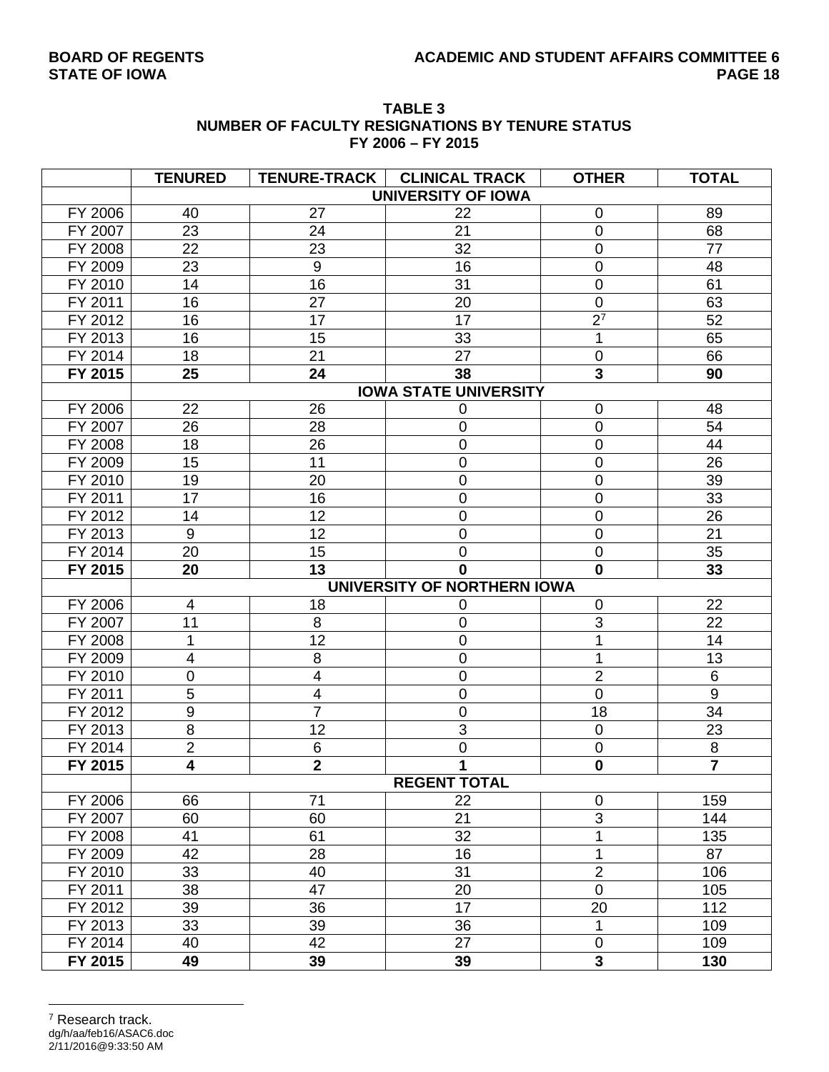**TABLE 3**
**NUMBER OF FACULTY RESIGNATIONS BY TENURE STATUS**
**FY 2006 – FY 2015**

| | TENURED | TENURE-TRACK | CLINICAL TRACK | OTHER | TOTAL |
|---|---|---|---|---|---|
| | | | **UNIVERSITY OF IOWA** | | |
| FY 2006 | 40 | 27 | 22 | 0 | 89 |
| FY 2007 | 23 | 24 | 21 | 0 | 68 |
| FY 2008 | 22 | 23 | 32 | 0 | 77 |
| FY 2009 | 23 | 9 | 16 | 0 | 48 |
| FY 2010 | 14 | 16 | 31 | 0 | 61 |
| FY 2011 | 16 | 27 | 20 | 0 | 63 |
| FY 2012 | 16 | 17 | 17 | 2[7] | 52 |
| FY 2013 | 16 | 15 | 33 | 1 | 65 |
| FY 2014 | 18 | 21 | 27 | 0 | 66 |
| **FY 2015** | **25** | **24** | **38** | **3** | **90** |
| | | | **IOWA STATE UNIVERSITY** | | |
| FY 2006 | 22 | 26 | 0 | 0 | 48 |
| FY 2007 | 26 | 28 | 0 | 0 | 54 |
| FY 2008 | 18 | 26 | 0 | 0 | 44 |
| FY 2009 | 15 | 11 | 0 | 0 | 26 |
| FY 2010 | 19 | 20 | 0 | 0 | 39 |
| FY 2011 | 17 | 16 | 0 | 0 | 33 |
| FY 2012 | 14 | 12 | 0 | 0 | 26 |
| FY 2013 | 9 | 12 | 0 | 0 | 21 |
| FY 2014 | 20 | 15 | 0 | 0 | 35 |
| **FY 2015** | **20** | **13** | **0** | **0** | **33** |
| | | | **UNIVERSITY OF NORTHERN IOWA** | | |
| FY 2006 | 4 | 18 | 0 | 0 | 22 |
| FY 2007 | 11 | 8 | 0 | 3 | 22 |
| FY 2008 | 1 | 12 | 0 | 1 | 14 |
| FY 2009 | 4 | 8 | 0 | 1 | 13 |
| FY 2010 | 0 | 4 | 0 | 2 | 6 |
| FY 2011 | 5 | 4 | 0 | 0 | 9 |
| FY 2012 | 9 | 7 | 0 | 18 | 34 |
| FY 2013 | 8 | 12 | 3 | 0 | 23 |
| FY 2014 | 2 | 6 | 0 | 0 | 8 |
| **FY 2015** | **4** | **2** | **1** | **0** | **7** |
| | | | **REGENT TOTAL** | | |
| FY 2006 | 66 | 71 | 22 | 0 | 159 |
| FY 2007 | 60 | 60 | 21 | 3 | 144 |
| FY 2008 | 41 | 61 | 32 | 1 | 135 |
| FY 2009 | 42 | 28 | 16 | 1 | 87 |
| FY 2010 | 33 | 40 | 31 | 2 | 106 |
| FY 2011 | 38 | 47 | 20 | 0 | 105 |
| FY 2012 | 39 | 36 | 17 | 20 | 112 |
| FY 2013 | 33 | 39 | 36 | 1 | 109 |
| FY 2014 | 40 | 42 | 27 | 0 | 109 |
| **FY 2015** | **49** | **39** | **39** | **3** | **130** |

[7] Research track.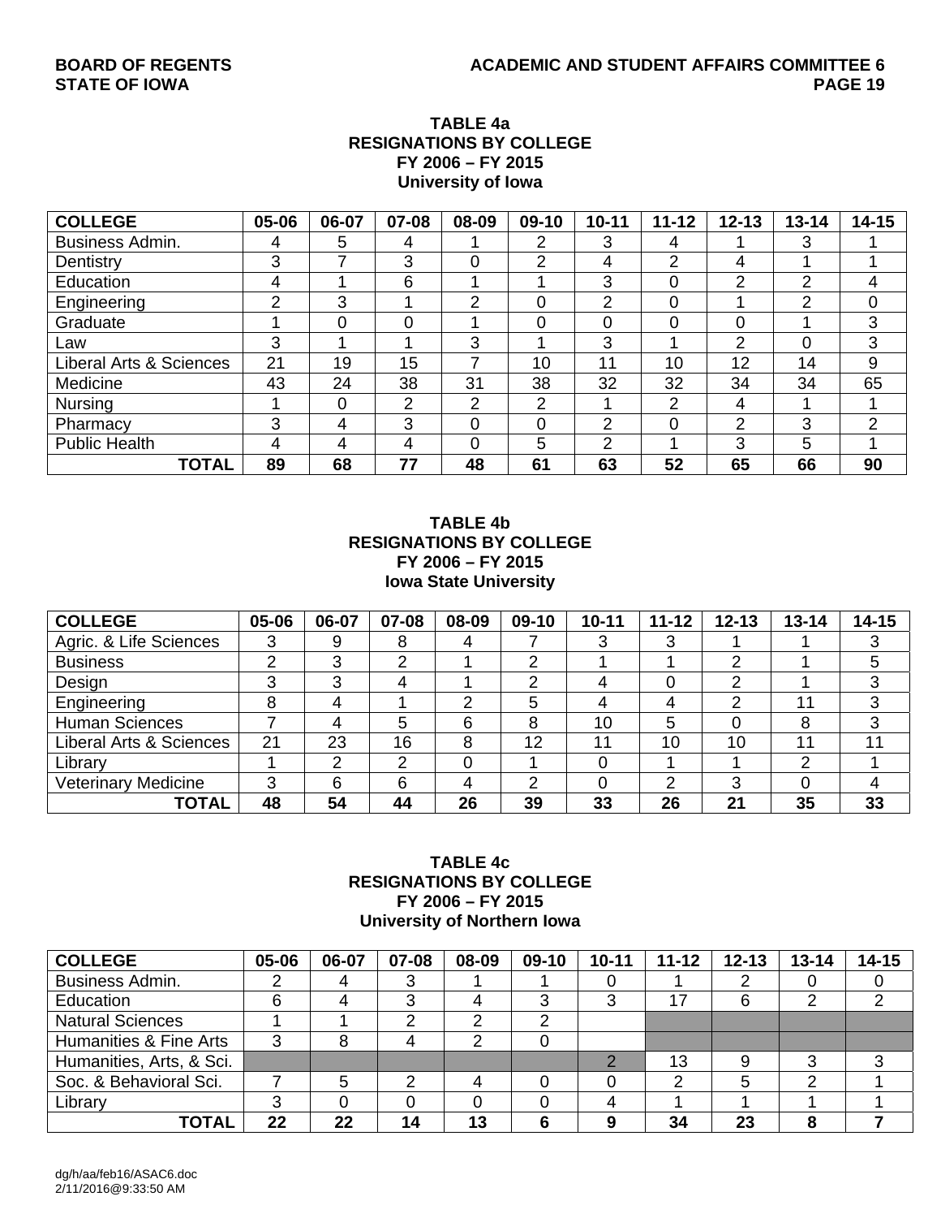**TABLE 4a**
**RESIGNATIONS BY COLLEGE**
**FY 2006 – FY 2015**
**University of Iowa**

| COLLEGE | 05-06 | 06-07 | 07-08 | 08-09 | 09-10 | 10-11 | 11-12 | 12-13 | 13-14 | 14-15 |
|---|---|---|---|---|---|---|---|---|---|---|
| Business Admin. | 4 | 5 | 4 | 1 | 2 | 3 | 4 | 1 | 3 | 1 |
| Dentistry | 3 | 7 | 3 | 0 | 2 | 4 | 2 | 4 | 1 | 1 |
| Education | 4 | 1 | 6 | 1 | 1 | 3 | 0 | 2 | 2 | 4 |
| Engineering | 2 | 3 | 1 | 2 | 0 | 2 | 0 | 1 | 2 | 0 |
| Graduate | 1 | 0 | 0 | 1 | 0 | 0 | 0 | 0 | 1 | 3 |
| Law | 3 | 1 | 1 | 3 | 1 | 3 | 1 | 2 | 0 | 3 |
| Liberal Arts & Sciences | 21 | 19 | 15 | 7 | 10 | 11 | 10 | 12 | 14 | 9 |
| Medicine | 43 | 24 | 38 | 31 | 38 | 32 | 32 | 34 | 34 | 65 |
| Nursing | 1 | 0 | 2 | 2 | 2 | 1 | 2 | 4 | 1 | 1 |
| Pharmacy | 3 | 4 | 3 | 0 | 0 | 2 | 0 | 2 | 3 | 2 |
| Public Health | 4 | 4 | 4 | 0 | 5 | 2 | 1 | 3 | 5 | 1 |
| **TOTAL** | **89** | **68** | **77** | **48** | **61** | **63** | **52** | **65** | **66** | **90** |

**TABLE 4b**
**RESIGNATIONS BY COLLEGE**
**FY 2006 – FY 2015**
**Iowa State University**

| COLLEGE | 05-06 | 06-07 | 07-08 | 08-09 | 09-10 | 10-11 | 11-12 | 12-13 | 13-14 | 14-15 |
|---|---|---|---|---|---|---|---|---|---|---|
| Agric. & Life Sciences | 3 | 9 | 8 | 4 | 7 | 3 | 3 | 1 | 1 | 3 |
| Business | 2 | 3 | 2 | 1 | 2 | 1 | 1 | 2 | 1 | 5 |
| Design | 3 | 3 | 4 | 1 | 2 | 4 | 0 | 2 | 1 | 3 |
| Engineering | 8 | 4 | 1 | 2 | 5 | 4 | 4 | 2 | 11 | 3 |
| Human Sciences | 7 | 4 | 5 | 6 | 8 | 10 | 5 | 0 | 8 | 3 |
| Liberal Arts & Sciences | 21 | 23 | 16 | 8 | 12 | 11 | 10 | 10 | 11 | 11 |
| Library | 1 | 2 | 2 | 0 | 1 | 0 | 1 | 1 | 2 | 1 |
| Veterinary Medicine | 3 | 6 | 6 | 4 | 2 | 0 | 2 | 3 | 0 | 4 |
| **TOTAL** | **48** | **54** | **44** | **26** | **39** | **33** | **26** | **21** | **35** | **33** |

**TABLE 4c**
**RESIGNATIONS BY COLLEGE**
**FY 2006 – FY 2015**
**University of Northern Iowa**

| COLLEGE | 05-06 | 06-07 | 07-08 | 08-09 | 09-10 | 10-11 | 11-12 | 12-13 | 13-14 | 14-15 |
|---|---|---|---|---|---|---|---|---|---|---|
| Business Admin. | 2 | 4 | 3 | 1 | 1 | 0 | 1 | 2 | 0 | 0 |
| Education | 6 | 4 | 3 | 4 | 3 | 3 | 17 | 6 | 2 | 2 |
| Natural Sciences | 1 | 1 | 2 | 2 | 2 | | | | | |
| Humanities & Fine Arts | 3 | 8 | 4 | 2 | 0 | | | | | |
| Humanities, Arts, & Sci. | | | | | | 2 | 13 | 9 | 3 | 3 |
| Soc. & Behavioral Sci. | 7 | 5 | 2 | 4 | 0 | 0 | 2 | 5 | 2 | 1 |
| Library | 3 | 0 | 0 | 0 | 0 | 4 | 1 | 1 | 1 | 1 |
| **TOTAL** | **22** | **22** | **14** | **13** | **6** | **9** | **34** | **23** | **8** | **7** |

dg/h/aa/feb16/ASAC6.doc
2/11/2016@9:33:50 AM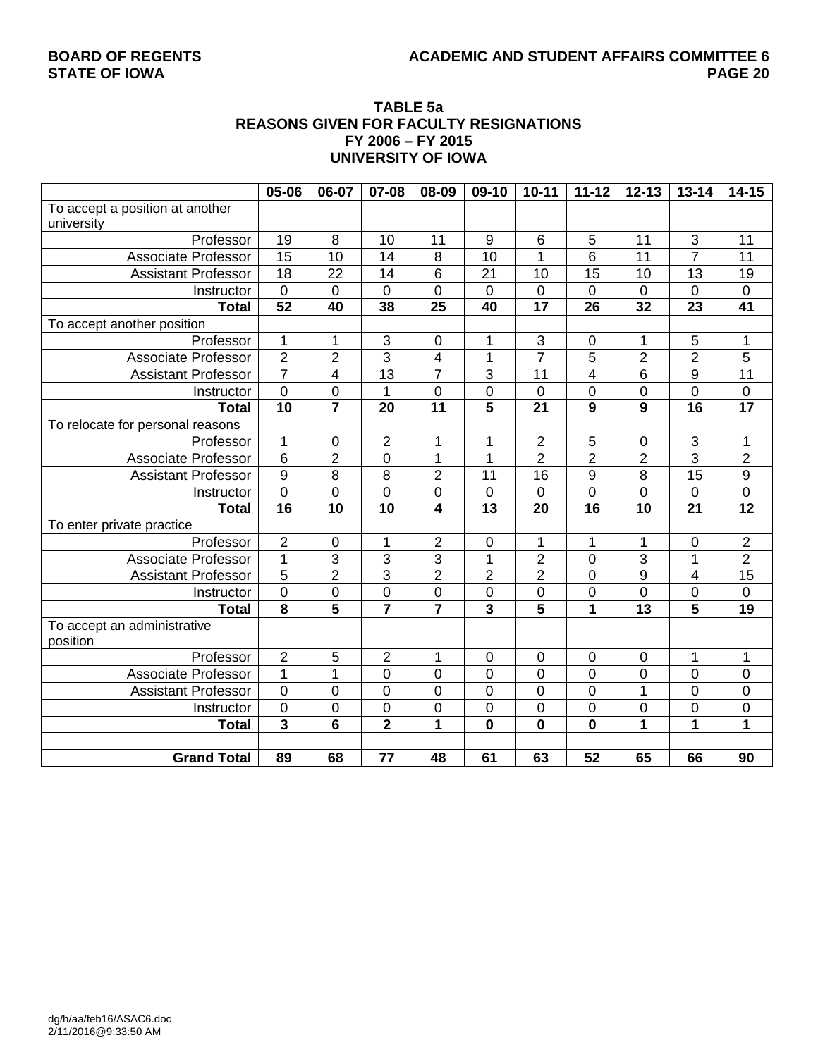**TABLE 5a**
**REASONS GIVEN FOR FACULTY RESIGNATIONS**
**FY 2006 – FY 2015**
**UNIVERSITY OF IOWA**

| | 05-06 | 06-07 | 07-08 | 08-09 | 09-10 | 10-11 | 11-12 | 12-13 | 13-14 | 14-15 |
|---|---|---|---|---|---|---|---|---|---|---|
| To accept a position at another university | | | | | | | | | | |
| Professor | 19 | 8 | 10 | 11 | 9 | 6 | 5 | 11 | 3 | 11 |
| Associate Professor | 15 | 10 | 14 | 8 | 10 | 1 | 6 | 11 | 7 | 11 |
| Assistant Professor | 18 | 22 | 14 | 6 | 21 | 10 | 15 | 10 | 13 | 19 |
| Instructor | 0 | 0 | 0 | 0 | 0 | 0 | 0 | 0 | 0 | 0 |
| **Total** | **52** | **40** | **38** | **25** | **40** | **17** | **26** | **32** | **23** | **41** |
| To accept another position | | | | | | | | | | |
| Professor | 1 | 1 | 3 | 0 | 1 | 3 | 0 | 1 | 5 | 1 |
| Associate Professor | 2 | 2 | 3 | 4 | 1 | 7 | 5 | 2 | 2 | 5 |
| Assistant Professor | 7 | 4 | 13 | 7 | 3 | 11 | 4 | 6 | 9 | 11 |
| Instructor | 0 | 0 | 1 | 0 | 0 | 0 | 0 | 0 | 0 | 0 |
| **Total** | **10** | **7** | **20** | **11** | **5** | **21** | **9** | **9** | **16** | **17** |
| To relocate for personal reasons | | | | | | | | | | |
| Professor | 1 | 0 | 2 | 1 | 1 | 2 | 5 | 0 | 3 | 1 |
| Associate Professor | 6 | 2 | 0 | 1 | 1 | 2 | 2 | 2 | 3 | 2 |
| Assistant Professor | 9 | 8 | 8 | 2 | 11 | 16 | 9 | 8 | 15 | 9 |
| Instructor | 0 | 0 | 0 | 0 | 0 | 0 | 0 | 0 | 0 | 0 |
| **Total** | **16** | **10** | **10** | **4** | **13** | **20** | **16** | **10** | **21** | **12** |
| To enter private practice | | | | | | | | | | |
| Professor | 2 | 0 | 1 | 2 | 0 | 1 | 1 | 1 | 0 | 2 |
| Associate Professor | 1 | 3 | 3 | 3 | 1 | 2 | 0 | 3 | 1 | 2 |
| Assistant Professor | 5 | 2 | 3 | 2 | 2 | 2 | 0 | 9 | 4 | 15 |
| Instructor | 0 | 0 | 0 | 0 | 0 | 0 | 0 | 0 | 0 | 0 |
| **Total** | **8** | **5** | **7** | **7** | **3** | **5** | **1** | **13** | **5** | **19** |
| To accept an administrative position | | | | | | | | | | |
| Professor | 2 | 5 | 2 | 1 | 0 | 0 | 0 | 0 | 1 | 1 |
| Associate Professor | 1 | 1 | 0 | 0 | 0 | 0 | 0 | 0 | 0 | 0 |
| Assistant Professor | 0 | 0 | 0 | 0 | 0 | 0 | 0 | 1 | 0 | 0 |
| Instructor | 0 | 0 | 0 | 0 | 0 | 0 | 0 | 0 | 0 | 0 |
| **Total** | **3** | **6** | **2** | **1** | **0** | **0** | **0** | **1** | **1** | **1** |
| | | | | | | | | | | |
| **Grand Total** | **89** | **68** | **77** | **48** | **61** | **63** | **52** | **65** | **66** | **90** |

dg/h/aa/feb16/ASAC6.doc
2/11/2016@9:33:50 AM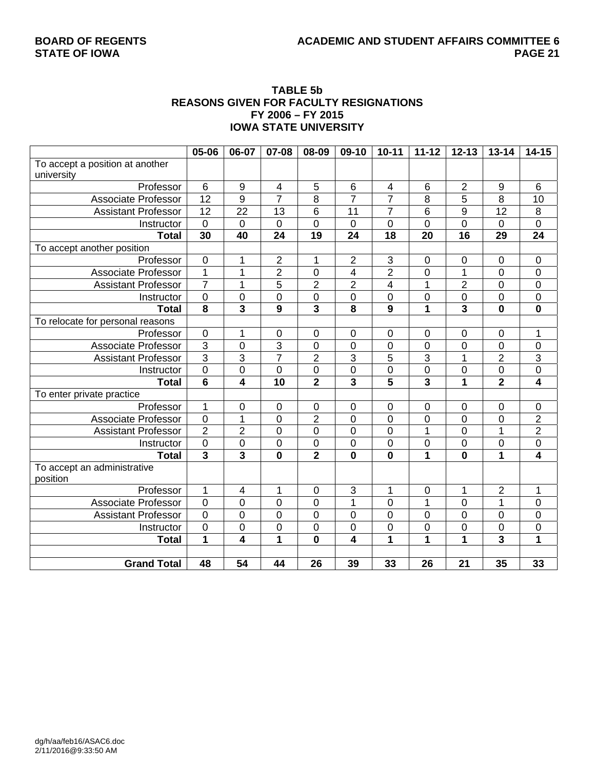**TABLE 5b**
**REASONS GIVEN FOR FACULTY RESIGNATIONS**
**FY 2006 – FY 2015**
**IOWA STATE UNIVERSITY**

| | 05-06 | 06-07 | 07-08 | 08-09 | 09-10 | 10-11 | 11-12 | 12-13 | 13-14 | 14-15 |
|---|---|---|---|---|---|---|---|---|---|---|
| To accept a position at another university | | | | | | | | | | |
| Professor | 6 | 9 | 4 | 5 | 6 | 4 | 6 | 2 | 9 | 6 |
| Associate Professor | 12 | 9 | 7 | 8 | 7 | 7 | 8 | 5 | 8 | 10 |
| Assistant Professor | 12 | 22 | 13 | 6 | 11 | 7 | 6 | 9 | 12 | 8 |
| Instructor | 0 | 0 | 0 | 0 | 0 | 0 | 0 | 0 | 0 | 0 |
| **Total** | **30** | **40** | **24** | **19** | **24** | **18** | **20** | **16** | **29** | **24** |
| To accept another position | | | | | | | | | | |
| Professor | 0 | 1 | 2 | 1 | 2 | 3 | 0 | 0 | 0 | 0 |
| Associate Professor | 1 | 1 | 2 | 0 | 4 | 2 | 0 | 1 | 0 | 0 |
| Assistant Professor | 7 | 1 | 5 | 2 | 2 | 4 | 1 | 2 | 0 | 0 |
| Instructor | 0 | 0 | 0 | 0 | 0 | 0 | 0 | 0 | 0 | 0 |
| **Total** | **8** | **3** | **9** | **3** | **8** | **9** | **1** | **3** | **0** | **0** |
| To relocate for personal reasons | | | | | | | | | | |
| Professor | 0 | 1 | 0 | 0 | 0 | 0 | 0 | 0 | 0 | 1 |
| Associate Professor | 3 | 0 | 3 | 0 | 0 | 0 | 0 | 0 | 0 | 0 |
| Assistant Professor | 3 | 3 | 7 | 2 | 3 | 5 | 3 | 1 | 2 | 3 |
| Instructor | 0 | 0 | 0 | 0 | 0 | 0 | 0 | 0 | 0 | 0 |
| **Total** | **6** | **4** | **10** | **2** | **3** | **5** | **3** | **1** | **2** | **4** |
| To enter private practice | | | | | | | | | | |
| Professor | 1 | 0 | 0 | 0 | 0 | 0 | 0 | 0 | 0 | 0 |
| Associate Professor | 0 | 1 | 0 | 2 | 0 | 0 | 0 | 0 | 0 | 2 |
| Assistant Professor | 2 | 2 | 0 | 0 | 0 | 0 | 1 | 0 | 1 | 2 |
| Instructor | 0 | 0 | 0 | 0 | 0 | 0 | 0 | 0 | 0 | 0 |
| **Total** | **3** | **3** | **0** | **2** | **0** | **0** | **1** | **0** | **1** | **4** |
| To accept an administrative position | | | | | | | | | | |
| Professor | 1 | 4 | 1 | 0 | 3 | 1 | 0 | 1 | 2 | 1 |
| Associate Professor | 0 | 0 | 0 | 0 | 1 | 0 | 1 | 0 | 1 | 0 |
| Assistant Professor | 0 | 0 | 0 | 0 | 0 | 0 | 0 | 0 | 0 | 0 |
| Instructor | 0 | 0 | 0 | 0 | 0 | 0 | 0 | 0 | 0 | 0 |
| **Total** | **1** | **4** | **1** | **0** | **4** | **1** | **1** | **1** | **3** | **1** |
| | | | | | | | | | | |
| **Grand Total** | **48** | **54** | **44** | **26** | **39** | **33** | **26** | **21** | **35** | **33** |

dg/h/aa/feb16/ASAC6.doc
2/11/2016@9:33:50 AM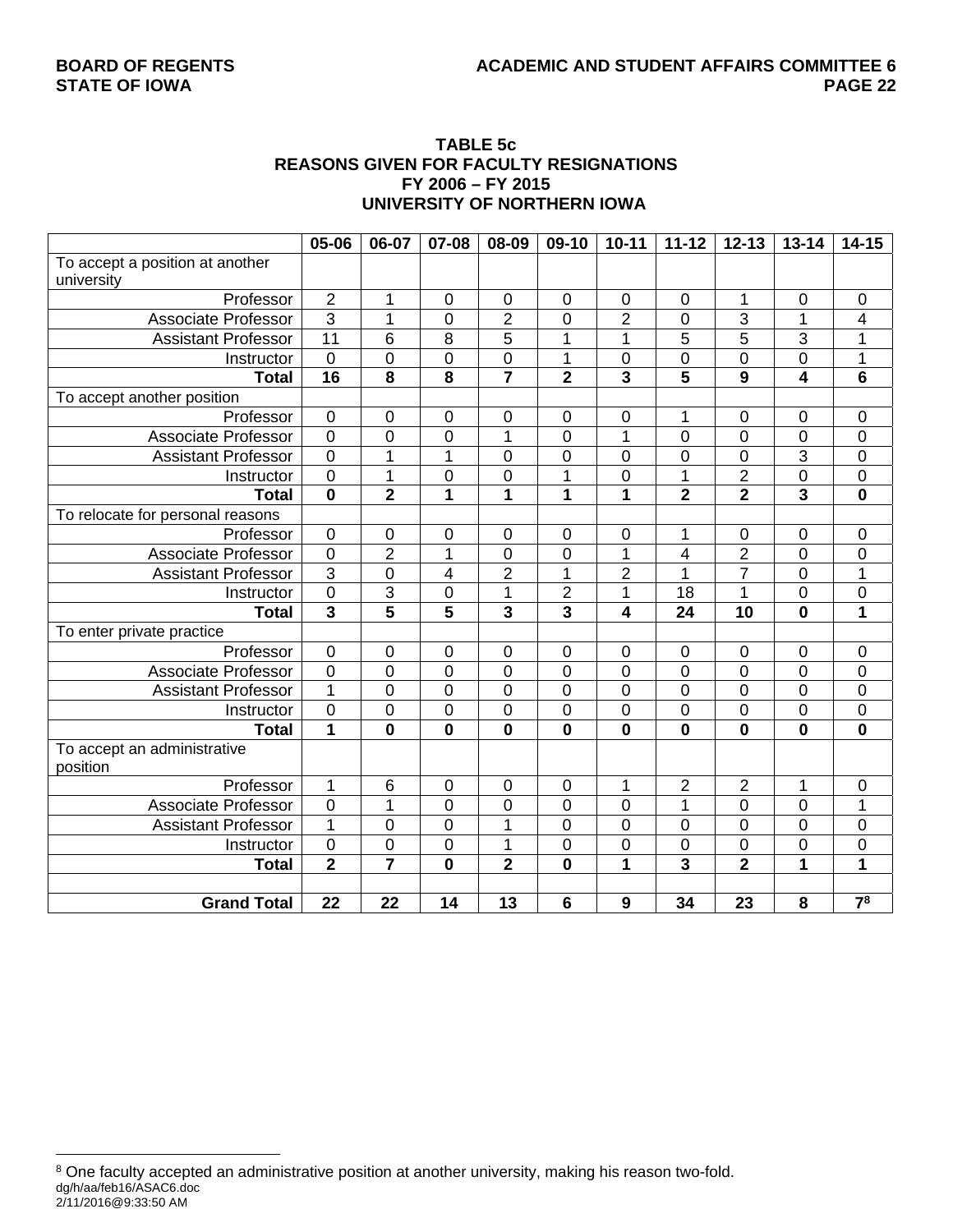**TABLE 5c**
**REASONS GIVEN FOR FACULTY RESIGNATIONS**
**FY 2006 – FY 2015**
**UNIVERSITY OF NORTHERN IOWA**

| | 05-06 | 06-07 | 07-08 | 08-09 | 09-10 | 10-11 | 11-12 | 12-13 | 13-14 | 14-15 |
|---|---|---|---|---|---|---|---|---|---|---|
| To accept a position at another university | | | | | | | | | | |
| Professor | 2 | 1 | 0 | 0 | 0 | 0 | 0 | 1 | 0 | 0 |
| Associate Professor | 3 | 1 | 0 | 2 | 0 | 2 | 0 | 3 | 1 | 4 |
| Assistant Professor | 11 | 6 | 8 | 5 | 1 | 1 | 5 | 5 | 3 | 1 |
| Instructor | 0 | 0 | 0 | 0 | 1 | 0 | 0 | 0 | 0 | 1 |
| **Total** | **16** | **8** | **8** | **7** | **2** | **3** | **5** | **9** | **4** | **6** |
| To accept another position | | | | | | | | | | |
| Professor | 0 | 0 | 0 | 0 | 0 | 0 | 1 | 0 | 0 | 0 |
| Associate Professor | 0 | 0 | 0 | 1 | 0 | 1 | 0 | 0 | 0 | 0 |
| Assistant Professor | 0 | 1 | 1 | 0 | 0 | 0 | 0 | 0 | 3 | 0 |
| Instructor | 0 | 1 | 0 | 0 | 1 | 0 | 1 | 2 | 0 | 0 |
| **Total** | **0** | **2** | **1** | **1** | **1** | **1** | **2** | **2** | **3** | **0** |
| To relocate for personal reasons | | | | | | | | | | |
| Professor | 0 | 0 | 0 | 0 | 0 | 0 | 1 | 0 | 0 | 0 |
| Associate Professor | 0 | 2 | 1 | 0 | 0 | 1 | 4 | 2 | 0 | 0 |
| Assistant Professor | 3 | 0 | 4 | 2 | 1 | 2 | 1 | 7 | 0 | 1 |
| Instructor | 0 | 3 | 0 | 1 | 2 | 1 | 18 | 1 | 0 | 0 |
| **Total** | **3** | **5** | **5** | **3** | **3** | **4** | **24** | **10** | **0** | **1** |
| To enter private practice | | | | | | | | | | |
| Professor | 0 | 0 | 0 | 0 | 0 | 0 | 0 | 0 | 0 | 0 |
| Associate Professor | 0 | 0 | 0 | 0 | 0 | 0 | 0 | 0 | 0 | 0 |
| Assistant Professor | 1 | 0 | 0 | 0 | 0 | 0 | 0 | 0 | 0 | 0 |
| Instructor | 0 | 0 | 0 | 0 | 0 | 0 | 0 | 0 | 0 | 0 |
| **Total** | **1** | **0** | **0** | **0** | **0** | **0** | **0** | **0** | **0** | **0** |
| To accept an administrative position | | | | | | | | | | |
| Professor | 1 | 6 | 0 | 0 | 0 | 1 | 2 | 2 | 1 | 0 |
| Associate Professor | 0 | 1 | 0 | 0 | 0 | 0 | 1 | 0 | 0 | 1 |
| Assistant Professor | 1 | 0 | 0 | 1 | 0 | 0 | 0 | 0 | 0 | 0 |
| Instructor | 0 | 0 | 0 | 1 | 0 | 0 | 0 | 0 | 0 | 0 |
| **Total** | **2** | **7** | **0** | **2** | **0** | **1** | **3** | **2** | **1** | **1** |
| | | | | | | | | | | |
| **Grand Total** | **22** | **22** | **14** | **13** | **6** | **9** | **34** | **23** | **8** | **7**[8] |

[8] One faculty accepted an administrative position at another university, making his reason two-fold.

dg/h/aa/feb16/ASAC6.doc
2/11/2016@9:33:50 AM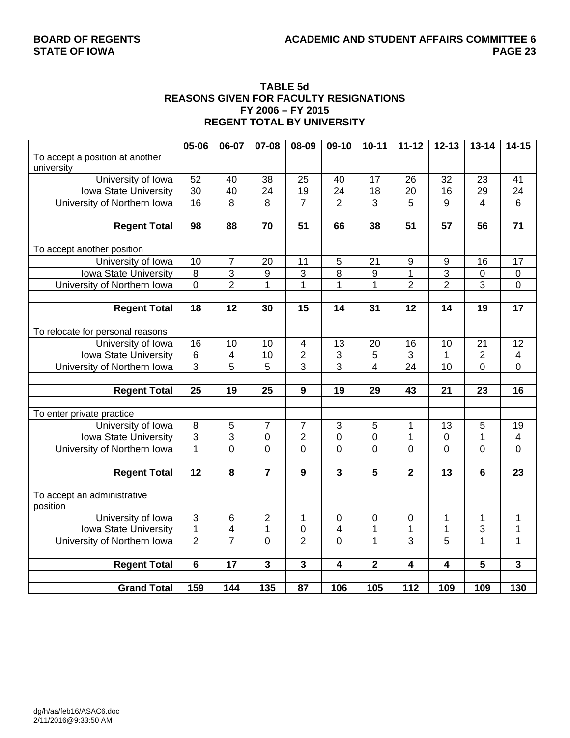**BOARD OF REGENTS**
**STATE OF IOWA**

**ACADEMIC AND STUDENT AFFAIRS COMMITTEE 6**

## TABLE 5d
## REASONS GIVEN FOR FACULTY RESIGNATIONS
## FY 2006 – FY 2015
## REGENT TOTAL BY UNIVERSITY

| | 05-06 | 06-07 | 07-08 | 08-09 | 09-10 | 10-11 | 11-12 | 12-13 | 13-14 | 14-15 |
|---|---|---|---|---|---|---|---|---|---|---|
| To accept a position at another university | | | | | | | | | | |
| University of Iowa | 52 | 40 | 38 | 25 | 40 | 17 | 26 | 32 | 23 | 41 |
| Iowa State University | 30 | 40 | 24 | 19 | 24 | 18 | 20 | 16 | 29 | 24 |
| University of Northern Iowa | 16 | 8 | 8 | 7 | 2 | 3 | 5 | 9 | 4 | 6 |
| | | | | | | | | | | |
| **Regent Total** | **98** | **88** | **70** | **51** | **66** | **38** | **51** | **57** | **56** | **71** |
| | | | | | | | | | | |
| To accept another position | | | | | | | | | | |
| University of Iowa | 10 | 7 | 20 | 11 | 5 | 21 | 9 | 9 | 16 | 17 |
| Iowa State University | 8 | 3 | 9 | 3 | 8 | 9 | 1 | 3 | 0 | 0 |
| University of Northern Iowa | 0 | 2 | 1 | 1 | 1 | 1 | 2 | 2 | 3 | 0 |
| | | | | | | | | | | |
| **Regent Total** | **18** | **12** | **30** | **15** | **14** | **31** | **12** | **14** | **19** | **17** |
| | | | | | | | | | | |
| To relocate for personal reasons | | | | | | | | | | |
| University of Iowa | 16 | 10 | 10 | 4 | 13 | 20 | 16 | 10 | 21 | 12 |
| Iowa State University | 6 | 4 | 10 | 2 | 3 | 5 | 3 | 1 | 2 | 4 |
| University of Northern Iowa | 3 | 5 | 5 | 3 | 3 | 4 | 24 | 10 | 0 | 0 |
| | | | | | | | | | | |
| **Regent Total** | **25** | **19** | **25** | **9** | **19** | **29** | **43** | **21** | **23** | **16** |
| | | | | | | | | | | |
| To enter private practice | | | | | | | | | | |
| University of Iowa | 8 | 5 | 7 | 7 | 3 | 5 | 1 | 13 | 5 | 19 |
| Iowa State University | 3 | 3 | 0 | 2 | 0 | 0 | 1 | 0 | 1 | 4 |
| University of Northern Iowa | 1 | 0 | 0 | 0 | 0 | 0 | 0 | 0 | 0 | 0 |
| | | | | | | | | | | |
| **Regent Total** | **12** | **8** | **7** | **9** | **3** | **5** | **2** | **13** | **6** | **23** |
| | | | | | | | | | | |
| To accept an administrative position | | | | | | | | | | |
| University of Iowa | 3 | 6 | 2 | 1 | 0 | 0 | 0 | 1 | 1 | 1 |
| Iowa State University | 1 | 4 | 1 | 0 | 4 | 1 | 1 | 1 | 3 | 1 |
| University of Northern Iowa | 2 | 7 | 0 | 2 | 0 | 1 | 3 | 5 | 1 | 1 |
| | | | | | | | | | | |
| **Regent Total** | **6** | **17** | **3** | **3** | **4** | **2** | **4** | **4** | **5** | **3** |
| | | | | | | | | | | |
| **Grand Total** | **159** | **144** | **135** | **87** | **106** | **105** | **112** | **109** | **109** | **130** |

dg/h/aa/feb16/ASAC6.doc
2/11/2016@9:33:50 AM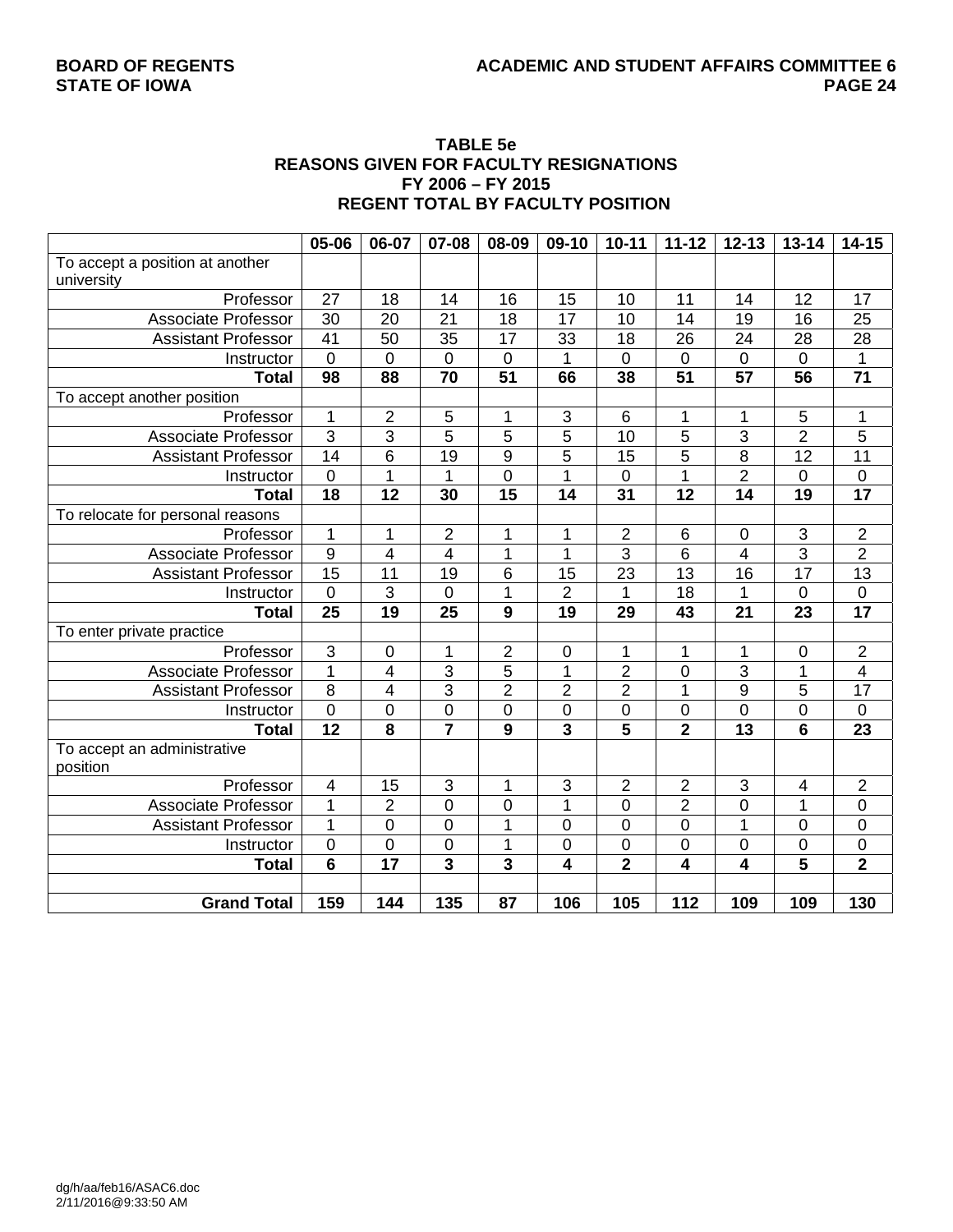**TABLE 5e**
**REASONS GIVEN FOR FACULTY RESIGNATIONS**
**FY 2006 – FY 2015**
**REGENT TOTAL BY FACULTY POSITION**

| | 05-06 | 06-07 | 07-08 | 08-09 | 09-10 | 10-11 | 11-12 | 12-13 | 13-14 | 14-15 |
|---|---|---|---|---|---|---|---|---|---|---|
| To accept a position at another university | | | | | | | | | | |
| Professor | 27 | 18 | 14 | 16 | 15 | 10 | 11 | 14 | 12 | 17 |
| Associate Professor | 30 | 20 | 21 | 18 | 17 | 10 | 14 | 19 | 16 | 25 |
| Assistant Professor | 41 | 50 | 35 | 17 | 33 | 18 | 26 | 24 | 28 | 28 |
| Instructor | 0 | 0 | 0 | 0 | 1 | 0 | 0 | 0 | 0 | 1 |
| **Total** | **98** | **88** | **70** | **51** | **66** | **38** | **51** | **57** | **56** | **71** |
| To accept another position | | | | | | | | | | |
| Professor | 1 | 2 | 5 | 1 | 3 | 6 | 1 | 1 | 5 | 1 |
| Associate Professor | 3 | 3 | 5 | 5 | 5 | 10 | 5 | 3 | 2 | 5 |
| Assistant Professor | 14 | 6 | 19 | 9 | 5 | 15 | 5 | 8 | 12 | 11 |
| Instructor | 0 | 1 | 1 | 0 | 1 | 0 | 1 | 2 | 0 | 0 |
| **Total** | **18** | **12** | **30** | **15** | **14** | **31** | **12** | **14** | **19** | **17** |
| To relocate for personal reasons | | | | | | | | | | |
| Professor | 1 | 1 | 2 | 1 | 1 | 2 | 6 | 0 | 3 | 2 |
| Associate Professor | 9 | 4 | 4 | 1 | 1 | 3 | 6 | 4 | 3 | 2 |
| Assistant Professor | 15 | 11 | 19 | 6 | 15 | 23 | 13 | 16 | 17 | 13 |
| Instructor | 0 | 3 | 0 | 1 | 2 | 1 | 18 | 1 | 0 | 0 |
| **Total** | **25** | **19** | **25** | **9** | **19** | **29** | **43** | **21** | **23** | **17** |
| To enter private practice | | | | | | | | | | |
| Professor | 3 | 0 | 1 | 2 | 0 | 1 | 1 | 1 | 0 | 2 |
| Associate Professor | 1 | 4 | 3 | 5 | 1 | 2 | 0 | 3 | 1 | 4 |
| Assistant Professor | 8 | 4 | 3 | 2 | 2 | 2 | 1 | 9 | 5 | 17 |
| Instructor | 0 | 0 | 0 | 0 | 0 | 0 | 0 | 0 | 0 | 0 |
| **Total** | **12** | **8** | **7** | **9** | **3** | **5** | **2** | **13** | **6** | **23** |
| To accept an administrative position | | | | | | | | | | |
| Professor | 4 | 15 | 3 | 1 | 3 | 2 | 2 | 3 | 4 | 2 |
| Associate Professor | 1 | 2 | 0 | 0 | 1 | 0 | 2 | 0 | 1 | 0 |
| Assistant Professor | 1 | 0 | 0 | 1 | 0 | 0 | 0 | 1 | 0 | 0 |
| Instructor | 0 | 0 | 0 | 1 | 0 | 0 | 0 | 0 | 0 | 0 |
| **Total** | **6** | **17** | **3** | **3** | **4** | **2** | **4** | **4** | **5** | **2** |
| | | | | | | | | | | |
| **Grand Total** | **159** | **144** | **135** | **87** | **106** | **105** | **112** | **109** | **109** | **130** |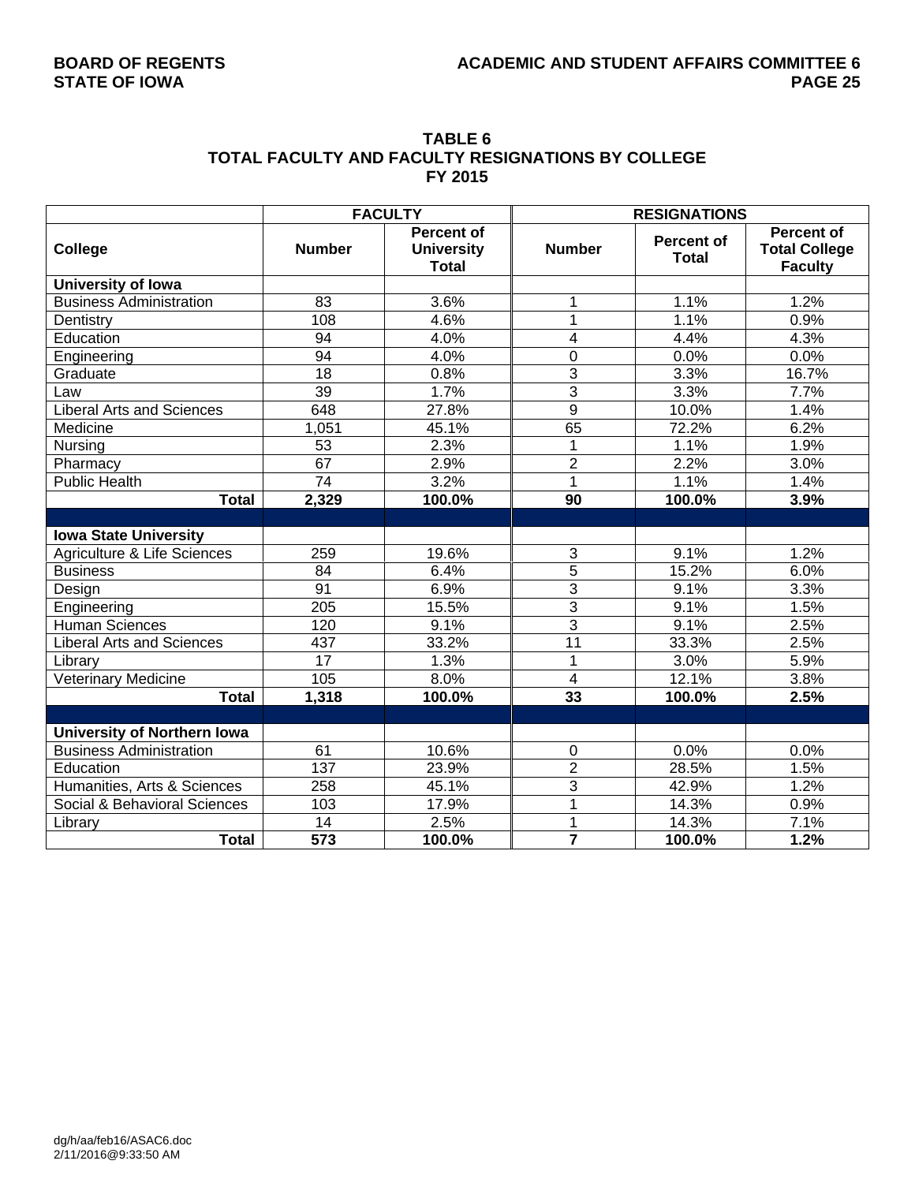# TABLE 6
# TOTAL FACULTY AND FACULTY RESIGNATIONS BY COLLEGE
# FY 2015

| | FACULTY | | RESIGNATIONS | | |
|---|---|---|---|---|---|
| **College** | **Number** | **Percent of University Total** | **Number** | **Percent of Total** | **Percent of Total College Faculty** |
| **University of Iowa** | | | | | |
| Business Administration | 83 | 3.6% | 1 | 1.1% | 1.2% |
| Dentistry | 108 | 4.6% | 1 | 1.1% | 0.9% |
| Education | 94 | 4.0% | 4 | 4.4% | 4.3% |
| Engineering | 94 | 4.0% | 0 | 0.0% | 0.0% |
| Graduate | 18 | 0.8% | 3 | 3.3% | 16.7% |
| Law | 39 | 1.7% | 3 | 3.3% | 7.7% |
| Liberal Arts and Sciences | 648 | 27.8% | 9 | 10.0% | 1.4% |
| Medicine | 1,051 | 45.1% | 65 | 72.2% | 6.2% |
| Nursing | 53 | 2.3% | 1 | 1.1% | 1.9% |
| Pharmacy | 67 | 2.9% | 2 | 2.2% | 3.0% |
| Public Health | 74 | 3.2% | 1 | 1.1% | 1.4% |
| **Total** | **2,329** | **100.0%** | **90** | **100.0%** | **3.9%** |
| | | | | | |
| **Iowa State University** | | | | | |
| Agriculture & Life Sciences | 259 | 19.6% | 3 | 9.1% | 1.2% |
| Business | 84 | 6.4% | 5 | 15.2% | 6.0% |
| Design | 91 | 6.9% | 3 | 9.1% | 3.3% |
| Engineering | 205 | 15.5% | 3 | 9.1% | 1.5% |
| Human Sciences | 120 | 9.1% | 3 | 9.1% | 2.5% |
| Liberal Arts and Sciences | 437 | 33.2% | 11 | 33.3% | 2.5% |
| Library | 17 | 1.3% | 1 | 3.0% | 5.9% |
| Veterinary Medicine | 105 | 8.0% | 4 | 12.1% | 3.8% |
| **Total** | **1,318** | **100.0%** | **33** | **100.0%** | **2.5%** |
| | | | | | |
| **University of Northern Iowa** | | | | | |
| Business Administration | 61 | 10.6% | 0 | 0.0% | 0.0% |
| Education | 137 | 23.9% | 2 | 28.5% | 1.5% |
| Humanities, Arts & Sciences | 258 | 45.1% | 3 | 42.9% | 1.2% |
| Social & Behavioral Sciences | 103 | 17.9% | 1 | 14.3% | 0.9% |
| Library | 14 | 2.5% | 1 | 14.3% | 7.1% |
| **Total** | **573** | **100.0%** | **7** | **100.0%** | **1.2%** |